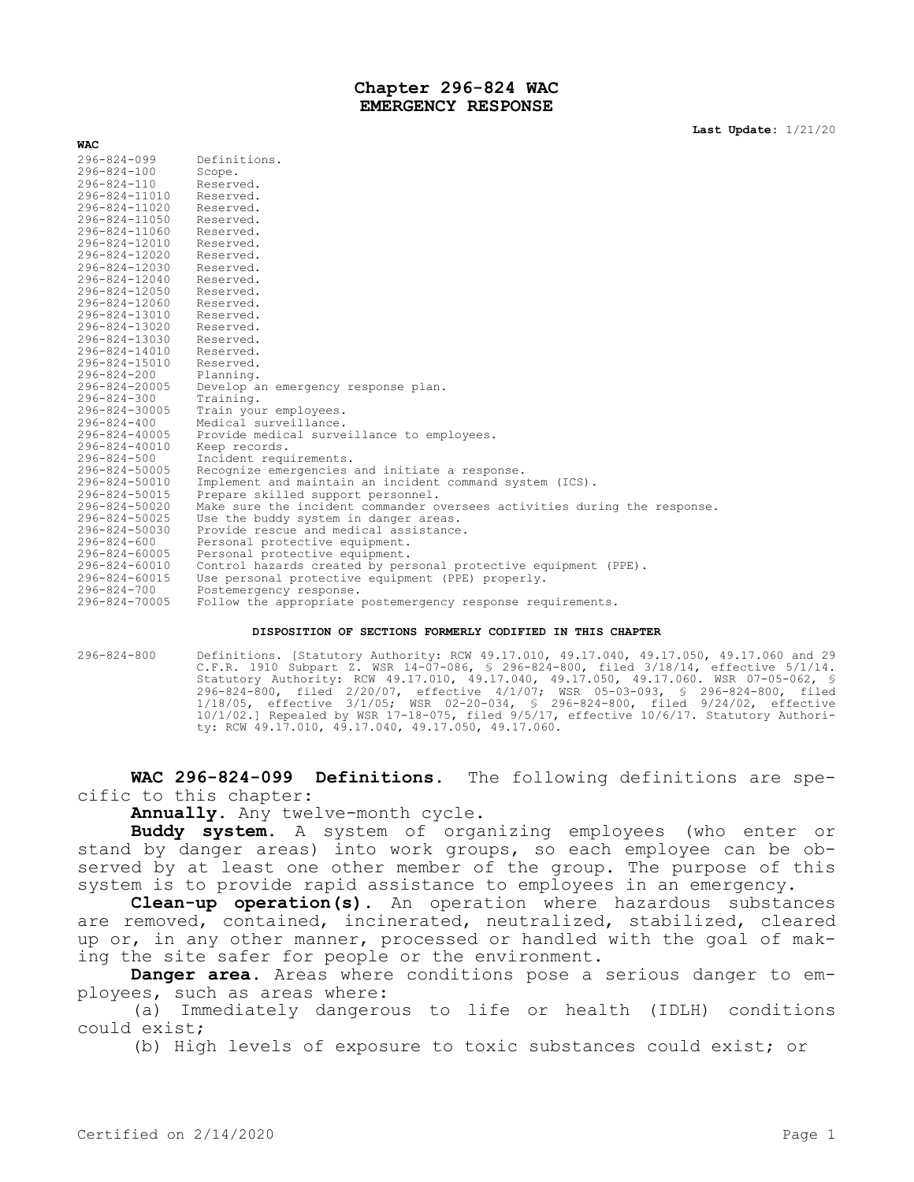# Chapter 296-824 WAC
# EMERGENCY RESPONSE

**Last Update:** 1/21/20

**WAC**

| | |
|---|---|
| 296-824-099 | Definitions. |
| 296-824-100 | Scope. |
| 296-824-110 | Reserved. |
| 296-824-11010 | Reserved. |
| 296-824-11020 | Reserved. |
| 296-824-11050 | Reserved. |
| 296-824-11060 | Reserved. |
| 296-824-12010 | Reserved. |
| 296-824-12020 | Reserved. |
| 296-824-12030 | Reserved. |
| 296-824-12040 | Reserved. |
| 296-824-12050 | Reserved. |
| 296-824-12060 | Reserved. |
| 296-824-13010 | Reserved. |
| 296-824-13020 | Reserved. |
| 296-824-13030 | Reserved. |
| 296-824-14010 | Reserved. |
| 296-824-15010 | Reserved. |
| 296-824-200 | Planning. |
| 296-824-20005 | Develop an emergency response plan. |
| 296-824-300 | Training. |
| 296-824-30005 | Train your employees. |
| 296-824-400 | Medical surveillance. |
| 296-824-40005 | Provide medical surveillance to employees. |
| 296-824-40010 | Keep records. |
| 296-824-500 | Incident requirements. |
| 296-824-50005 | Recognize emergencies and initiate a response. |
| 296-824-50010 | Implement and maintain an incident command system (ICS). |
| 296-824-50015 | Prepare skilled support personnel. |
| 296-824-50020 | Make sure the incident commander oversees activities during the response. |
| 296-824-50025 | Use the buddy system in danger areas. |
| 296-824-50030 | Provide rescue and medical assistance. |
| 296-824-600 | Personal protective equipment. |
| 296-824-60005 | Personal protective equipment. |
| 296-824-60010 | Control hazards created by personal protective equipment (PPE). |
| 296-824-60015 | Use personal protective equipment (PPE) properly. |
| 296-824-700 | Postemergency response. |
| 296-824-70005 | Follow the appropriate postemergency response requirements. |

**DISPOSITION OF SECTIONS FORMERLY CODIFIED IN THIS CHAPTER**

296-824-800 Definitions. [Statutory Authority: RCW 49.17.010, 49.17.040, 49.17.050, 49.17.060 and 29 C.F.R. 1910 Subpart Z. WSR 14-07-086, § 296-824-800, filed 3/18/14, effective 5/1/14. Statutory Authority: RCW 49.17.010, 49.17.040, 49.17.050, 49.17.060. WSR 07-05-062, § 296-824-800, filed 2/20/07, effective 4/1/07; WSR 05-03-093, § 296-824-800, filed 1/18/05, effective 3/1/05; WSR 02-20-034, § 296-824-800, filed 9/24/02, effective 10/1/02.] Repealed by WSR 17-18-075, filed 9/5/17, effective 10/6/17. Statutory Authority: RCW 49.17.010, 49.17.040, 49.17.050, 49.17.060.

**WAC 296-824-099 Definitions.** The following definitions are specific to this chapter:

**Annually.** Any twelve-month cycle.

**Buddy system.** A system of organizing employees (who enter or stand by danger areas) into work groups, so each employee can be observed by at least one other member of the group. The purpose of this system is to provide rapid assistance to employees in an emergency.

**Clean-up operation(s).** An operation where hazardous substances are removed, contained, incinerated, neutralized, stabilized, cleared up or, in any other manner, processed or handled with the goal of making the site safer for people or the environment.

**Danger area.** Areas where conditions pose a serious danger to employees, such as areas where:

(a) Immediately dangerous to life or health (IDLH) conditions could exist;

(b) High levels of exposure to toxic substances could exist; or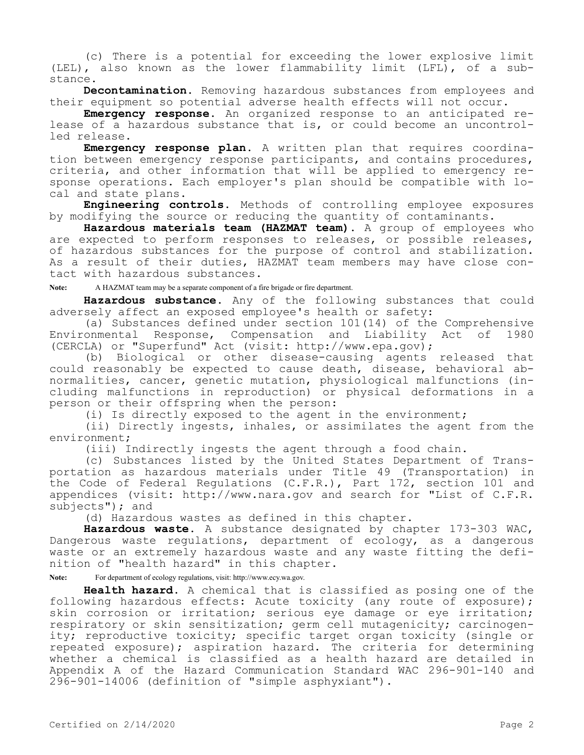(c) There is a potential for exceeding the lower explosive limit (LEL), also known as the lower flammability limit (LFL), of a substance.

**Decontamination.** Removing hazardous substances from employees and their equipment so potential adverse health effects will not occur.

**Emergency response.** An organized response to an anticipated release of a hazardous substance that is, or could become an uncontrolled release.

**Emergency response plan.** A written plan that requires coordination between emergency response participants, and contains procedures, criteria, and other information that will be applied to emergency response operations. Each employer's plan should be compatible with local and state plans.

**Engineering controls.** Methods of controlling employee exposures by modifying the source or reducing the quantity of contaminants.

**Hazardous materials team (HAZMAT team).** A group of employees who are expected to perform responses to releases, or possible releases, of hazardous substances for the purpose of control and stabilization. As a result of their duties, HAZMAT team members may have close contact with hazardous substances.

**Note:** A HAZMAT team may be a separate component of a fire brigade or fire department.

**Hazardous substance.** Any of the following substances that could adversely affect an exposed employee's health or safety:

(a) Substances defined under section 101(14) of the Comprehensive Environmental Response, Compensation and Liability Act of 1980 (CERCLA) or "Superfund" Act (visit: http://www.epa.gov);

(b) Biological or other disease-causing agents released that could reasonably be expected to cause death, disease, behavioral abnormalities, cancer, genetic mutation, physiological malfunctions (including malfunctions in reproduction) or physical deformations in a person or their offspring when the person:

(i) Is directly exposed to the agent in the environment;

(ii) Directly ingests, inhales, or assimilates the agent from the environment;

(iii) Indirectly ingests the agent through a food chain.

(c) Substances listed by the United States Department of Transportation as hazardous materials under Title 49 (Transportation) in the Code of Federal Regulations (C.F.R.), Part 172, section 101 and appendices (visit: http://www.nara.gov and search for "List of C.F.R. subjects"); and

(d) Hazardous wastes as defined in this chapter.

**Hazardous waste.** A substance designated by chapter 173-303 WAC, Dangerous waste regulations, department of ecology, as a dangerous waste or an extremely hazardous waste and any waste fitting the definition of "health hazard" in this chapter.

**Note:** For department of ecology regulations, visit: http://www.ecy.wa.gov.

**Health hazard.** A chemical that is classified as posing one of the following hazardous effects: Acute toxicity (any route of exposure); skin corrosion or irritation; serious eye damage or eye irritation; respiratory or skin sensitization; germ cell mutagenicity; carcinogenicity; reproductive toxicity; specific target organ toxicity (single or repeated exposure); aspiration hazard. The criteria for determining whether a chemical is classified as a health hazard are detailed in Appendix A of the Hazard Communication Standard WAC 296-901-140 and 296-901-14006 (definition of "simple asphyxiant").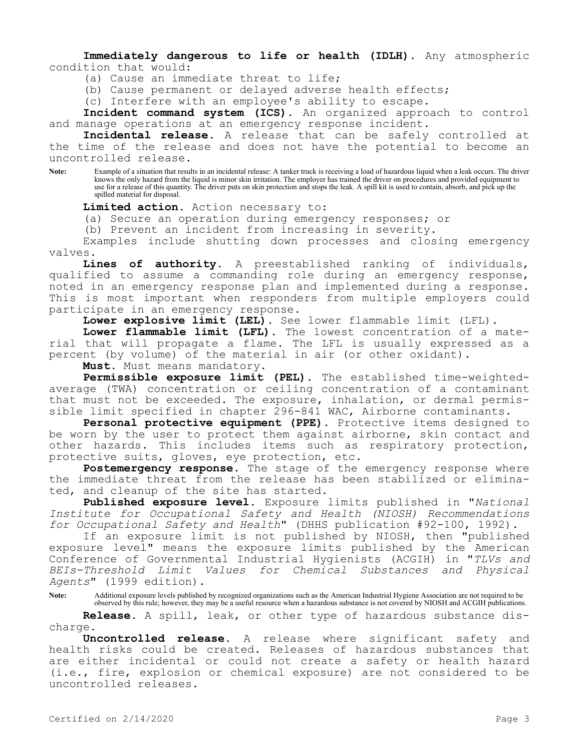**Immediately dangerous to life or health (IDLH).** Any atmospheric condition that would:

(a) Cause an immediate threat to life;

(b) Cause permanent or delayed adverse health effects;

(c) Interfere with an employee's ability to escape.

**Incident command system (ICS).** An organized approach to control and manage operations at an emergency response incident.

**Incidental release.** A release that can be safely controlled at the time of the release and does not have the potential to become an uncontrolled release.

**Note:** Example of a situation that results in an incidental release: A tanker truck is receiving a load of hazardous liquid when a leak occurs. The driver knows the only hazard from the liquid is minor skin irritation. The employer has trained the driver on procedures and provided equipment to use for a release of this quantity. The driver puts on skin protection and stops the leak. A spill kit is used to contain, absorb, and pick up the spilled material for disposal.

**Limited action.** Action necessary to:

(a) Secure an operation during emergency responses; or

(b) Prevent an incident from increasing in severity.

Examples include shutting down processes and closing emergency valves.

**Lines of authority.** A preestablished ranking of individuals, qualified to assume a commanding role during an emergency response, noted in an emergency response plan and implemented during a response. This is most important when responders from multiple employers could participate in an emergency response.

**Lower explosive limit (LEL).** See lower flammable limit (LFL).

**Lower flammable limit (LFL).** The lowest concentration of a material that will propagate a flame. The LFL is usually expressed as a percent (by volume) of the material in air (or other oxidant).

**Must.** Must means mandatory.

**Permissible exposure limit (PEL).** The established time-weighted-average (TWA) concentration or ceiling concentration of a contaminant that must not be exceeded. The exposure, inhalation, or dermal permissible limit specified in chapter 296-841 WAC, Airborne contaminants.

**Personal protective equipment (PPE).** Protective items designed to be worn by the user to protect them against airborne, skin contact and other hazards. This includes items such as respiratory protection, protective suits, gloves, eye protection, etc.

**Postemergency response.** The stage of the emergency response where the immediate threat from the release has been stabilized or eliminated, and cleanup of the site has started.

**Published exposure level.** Exposure limits published in "*National Institute for Occupational Safety and Health (NIOSH) Recommendations for Occupational Safety and Health*" (DHHS publication #92-100, 1992).

If an exposure limit is not published by NIOSH, then "published exposure level" means the exposure limits published by the American Conference of Governmental Industrial Hygienists (ACGIH) in "*TLVs and BEIs-Threshold Limit Values for Chemical Substances and Physical Agents*" (1999 edition).

**Note:** Additional exposure levels published by recognized organizations such as the American Industrial Hygiene Association are not required to be observed by this rule; however, they may be a useful resource when a hazardous substance is not covered by NIOSH and ACGIH publications.

**Release.** A spill, leak, or other type of hazardous substance discharge.

**Uncontrolled release.** A release where significant safety and health risks could be created. Releases of hazardous substances that are either incidental or could not create a safety or health hazard (i.e., fire, explosion or chemical exposure) are not considered to be uncontrolled releases.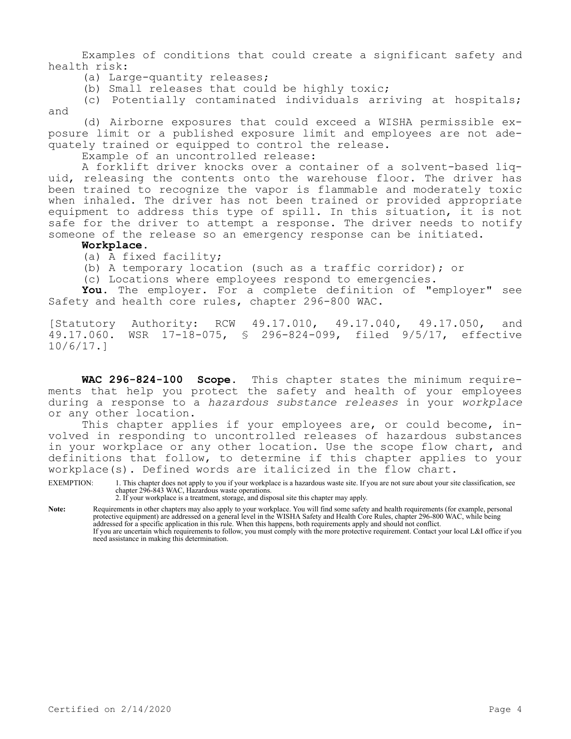Examples of conditions that could create a significant safety and health risk:

(a) Large-quantity releases;

(b) Small releases that could be highly toxic;

(c) Potentially contaminated individuals arriving at hospitals; and

(d) Airborne exposures that could exceed a WISHA permissible exposure limit or a published exposure limit and employees are not adequately trained or equipped to control the release.

Example of an uncontrolled release:

A forklift driver knocks over a container of a solvent-based liquid, releasing the contents onto the warehouse floor. The driver has been trained to recognize the vapor is flammable and moderately toxic when inhaled. The driver has not been trained or provided appropriate equipment to address this type of spill. In this situation, it is not safe for the driver to attempt a response. The driver needs to notify someone of the release so an emergency response can be initiated.

**Workplace.**

(a) A fixed facility;

(b) A temporary location (such as a traffic corridor); or

(c) Locations where employees respond to emergencies.

**You.** The employer. For a complete definition of "employer" see Safety and health core rules, chapter 296-800 WAC.

[Statutory Authority: RCW 49.17.010, 49.17.040, 49.17.050, and 49.17.060. WSR 17-18-075, § 296-824-099, filed 9/5/17, effective 10/6/17.]

**WAC 296-824-100 Scope.** This chapter states the minimum requirements that help you protect the safety and health of your employees during a response to a *hazardous substance releases* in your *workplace* or any other location.

This chapter applies if your employees are, or could become, involved in responding to uncontrolled releases of hazardous substances in your workplace or any other location. Use the scope flow chart, and definitions that follow, to determine if this chapter applies to your workplace(s). Defined words are italicized in the flow chart.

EXEMPTION: 1. This chapter does not apply to you if your workplace is a hazardous waste site. If you are not sure about your site classification, see chapter 296-843 WAC, Hazardous waste operations.
2. If your workplace is a treatment, storage, and disposal site this chapter may apply.

**Note:** Requirements in other chapters may also apply to your workplace. You will find some safety and health requirements (for example, personal protective equipment) are addressed on a general level in the WISHA Safety and Health Core Rules, chapter 296-800 WAC, while being addressed for a specific application in this rule. When this happens, both requirements apply and should not conflict.
If you are uncertain which requirements to follow, you must comply with the more protective requirement. Contact your local L&I office if you need assistance in making this determination.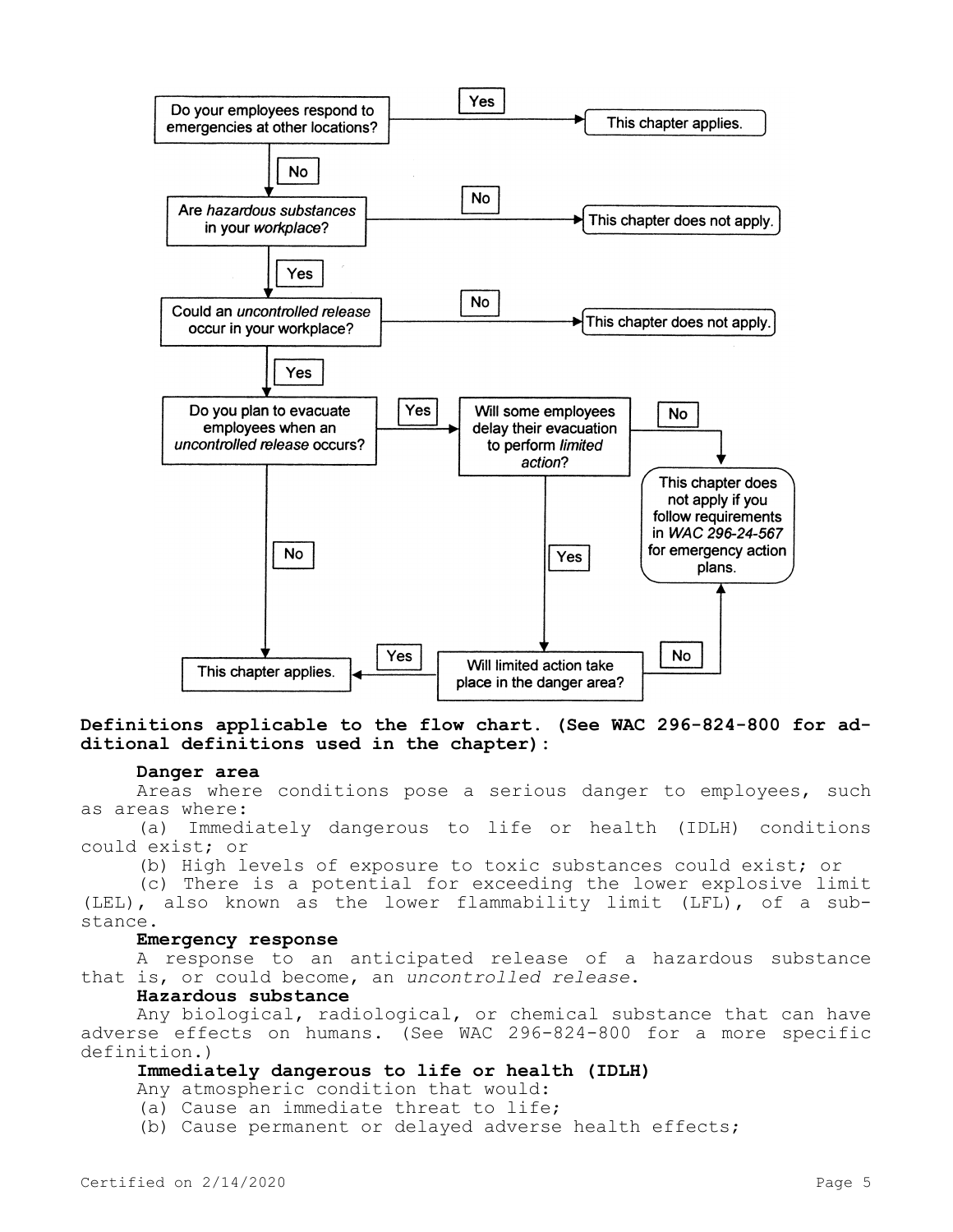Do your employees respond to emergencies at other locations?
- **Yes** → This chapter applies.
- **No** → Are *hazardous substances* in your *workplace*?
  - **No** → This chapter does not apply.
  - **Yes** → Could an *uncontrolled release* occur in your workplace?
    - **No** → This chapter does not apply.
    - **Yes** → Do you plan to evacuate employees when an *uncontrolled release* occurs?
      - **No** → This chapter applies.
      - **Yes** → Will some employees delay their evacuation to perform *limited action*?
        - **No** → This chapter does not apply if you follow requirements in *WAC 296-24-567* for emergency action plans.
        - **Yes** → Will limited action take place in the danger area?
          - **Yes** → This chapter applies.
          - **No** → This chapter does not apply if you follow requirements in *WAC 296-24-567* for emergency action plans.

**Definitions applicable to the flow chart. (See WAC 296-824-800 for additional definitions used in the chapter):**

**Danger area**

Areas where conditions pose a serious danger to employees, such as areas where:

(a) Immediately dangerous to life or health (IDLH) conditions could exist; or

(b) High levels of exposure to toxic substances could exist; or

(c) There is a potential for exceeding the lower explosive limit (LEL), also known as the lower flammability limit (LFL), of a substance.

**Emergency response**

A response to an anticipated release of a hazardous substance that is, or could become, an *uncontrolled release*.

**Hazardous substance**

Any biological, radiological, or chemical substance that can have adverse effects on humans. (See WAC 296-824-800 for a more specific definition.)

**Immediately dangerous to life or health (IDLH)**

Any atmospheric condition that would:

(a) Cause an immediate threat to life;

(b) Cause permanent or delayed adverse health effects;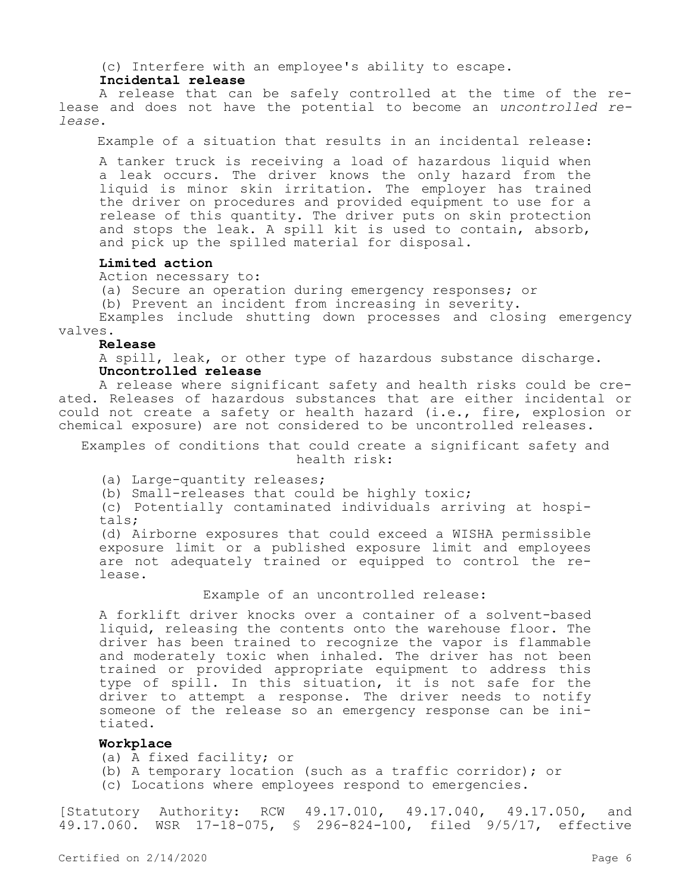(c) Interfere with an employee's ability to escape.

**Incidental release**

A release that can be safely controlled at the time of the release and does not have the potential to become an *uncontrolled release*.

Example of a situation that results in an incidental release:

A tanker truck is receiving a load of hazardous liquid when a leak occurs. The driver knows the only hazard from the liquid is minor skin irritation. The employer has trained the driver on procedures and provided equipment to use for a release of this quantity. The driver puts on skin protection and stops the leak. A spill kit is used to contain, absorb, and pick up the spilled material for disposal.

**Limited action**

Action necessary to:

(a) Secure an operation during emergency responses; or

(b) Prevent an incident from increasing in severity.

Examples include shutting down processes and closing emergency valves.

**Release**

A spill, leak, or other type of hazardous substance discharge.

**Uncontrolled release**

A release where significant safety and health risks could be created. Releases of hazardous substances that are either incidental or could not create a safety or health hazard (i.e., fire, explosion or chemical exposure) are not considered to be uncontrolled releases.

Examples of conditions that could create a significant safety and health risk:

(a) Large-quantity releases;

(b) Small-releases that could be highly toxic;

(c) Potentially contaminated individuals arriving at hospitals;

(d) Airborne exposures that could exceed a WISHA permissible exposure limit or a published exposure limit and employees are not adequately trained or equipped to control the release.

Example of an uncontrolled release:

A forklift driver knocks over a container of a solvent-based liquid, releasing the contents onto the warehouse floor. The driver has been trained to recognize the vapor is flammable and moderately toxic when inhaled. The driver has not been trained or provided appropriate equipment to address this type of spill. In this situation, it is not safe for the driver to attempt a response. The driver needs to notify someone of the release so an emergency response can be initiated.

**Workplace**

(a) A fixed facility; or

(b) A temporary location (such as a traffic corridor); or

(c) Locations where employees respond to emergencies.

[Statutory Authority: RCW 49.17.010, 49.17.040, 49.17.050, and 49.17.060. WSR 17-18-075, § 296-824-100, filed 9/5/17, effective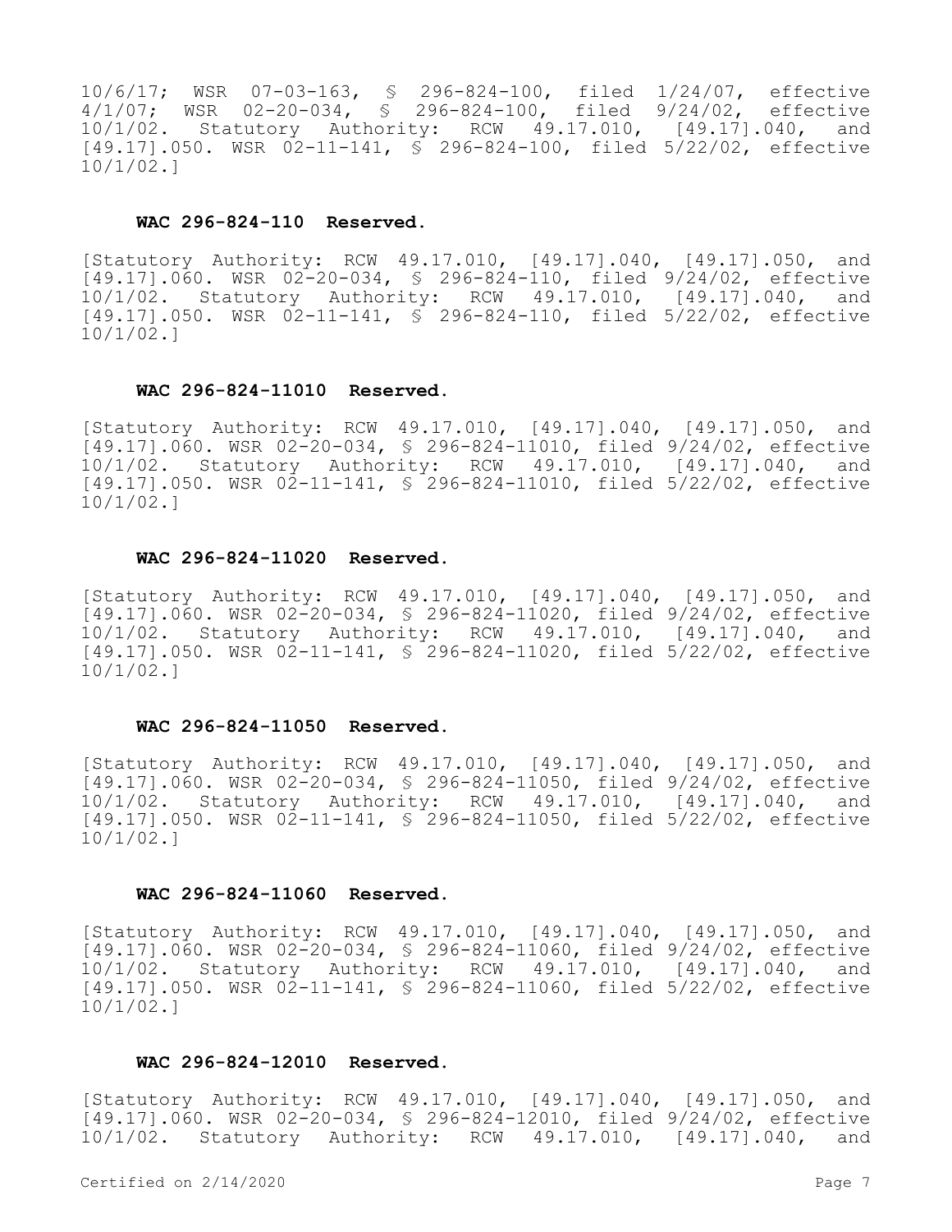10/6/17; WSR 07-03-163, § 296-824-100, filed 1/24/07, effective 4/1/07; WSR 02-20-034, § 296-824-100, filed 9/24/02, effective 10/1/02. Statutory Authority: RCW 49.17.010, [49.17].040, and [49.17].050. WSR 02-11-141, § 296-824-100, filed 5/22/02, effective 10/1/02.]

### WAC 296-824-110 Reserved.

[Statutory Authority: RCW 49.17.010, [49.17].040, [49.17].050, and [49.17].060. WSR 02-20-034, § 296-824-110, filed 9/24/02, effective 10/1/02. Statutory Authority: RCW 49.17.010, [49.17].040, and [49.17].050. WSR 02-11-141, § 296-824-110, filed 5/22/02, effective 10/1/02.]

### WAC 296-824-11010 Reserved.

[Statutory Authority: RCW 49.17.010, [49.17].040, [49.17].050, and [49.17].060. WSR 02-20-034, § 296-824-11010, filed 9/24/02, effective 10/1/02. Statutory Authority: RCW 49.17.010, [49.17].040, and [49.17].050. WSR 02-11-141, § 296-824-11010, filed 5/22/02, effective 10/1/02.]

### WAC 296-824-11020 Reserved.

[Statutory Authority: RCW 49.17.010, [49.17].040, [49.17].050, and [49.17].060. WSR 02-20-034, § 296-824-11020, filed 9/24/02, effective 10/1/02. Statutory Authority: RCW 49.17.010, [49.17].040, and [49.17].050. WSR 02-11-141, § 296-824-11020, filed 5/22/02, effective 10/1/02.]

### WAC 296-824-11050 Reserved.

[Statutory Authority: RCW 49.17.010, [49.17].040, [49.17].050, and [49.17].060. WSR 02-20-034, § 296-824-11050, filed 9/24/02, effective 10/1/02. Statutory Authority: RCW 49.17.010, [49.17].040, and [49.17].050. WSR 02-11-141, § 296-824-11050, filed 5/22/02, effective 10/1/02.]

### WAC 296-824-11060 Reserved.

[Statutory Authority: RCW 49.17.010, [49.17].040, [49.17].050, and [49.17].060. WSR 02-20-034, § 296-824-11060, filed 9/24/02, effective 10/1/02. Statutory Authority: RCW 49.17.010, [49.17].040, and [49.17].050. WSR 02-11-141, § 296-824-11060, filed 5/22/02, effective 10/1/02.]

### WAC 296-824-12010 Reserved.

[Statutory Authority: RCW 49.17.010, [49.17].040, [49.17].050, and [49.17].060. WSR 02-20-034, § 296-824-12010, filed 9/24/02, effective 10/1/02. Statutory Authority: RCW 49.17.010, [49.17].040, and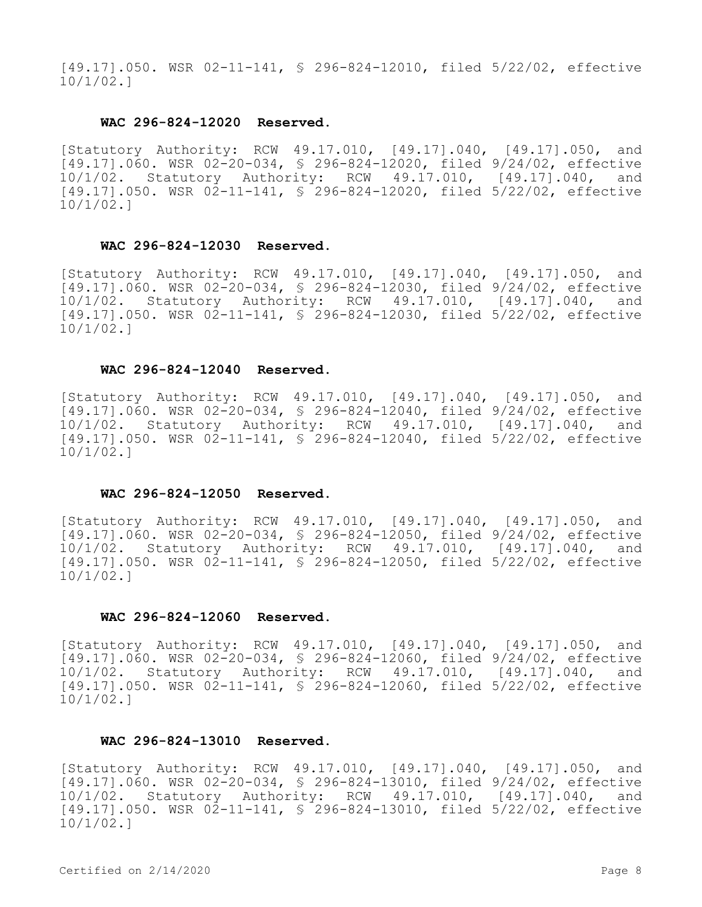[49.17].050. WSR 02-11-141, § 296-824-12010, filed 5/22/02, effective 10/1/02.]

### WAC 296-824-12020 Reserved.

[Statutory Authority: RCW 49.17.010, [49.17].040, [49.17].050, and [49.17].060. WSR 02-20-034, § 296-824-12020, filed 9/24/02, effective 10/1/02. Statutory Authority: RCW 49.17.010, [49.17].040, and [49.17].050. WSR 02-11-141, § 296-824-12020, filed 5/22/02, effective 10/1/02.]

### WAC 296-824-12030 Reserved.

[Statutory Authority: RCW 49.17.010, [49.17].040, [49.17].050, and [49.17].060. WSR 02-20-034, § 296-824-12030, filed 9/24/02, effective 10/1/02. Statutory Authority: RCW 49.17.010, [49.17].040, and [49.17].050. WSR 02-11-141, § 296-824-12030, filed 5/22/02, effective 10/1/02.]

### WAC 296-824-12040 Reserved.

[Statutory Authority: RCW 49.17.010, [49.17].040, [49.17].050, and [49.17].060. WSR 02-20-034, § 296-824-12040, filed 9/24/02, effective 10/1/02. Statutory Authority: RCW 49.17.010, [49.17].040, and [49.17].050. WSR 02-11-141, § 296-824-12040, filed 5/22/02, effective 10/1/02.]

### WAC 296-824-12050 Reserved.

[Statutory Authority: RCW 49.17.010, [49.17].040, [49.17].050, and [49.17].060. WSR 02-20-034, § 296-824-12050, filed 9/24/02, effective 10/1/02. Statutory Authority: RCW 49.17.010, [49.17].040, and [49.17].050. WSR 02-11-141, § 296-824-12050, filed 5/22/02, effective 10/1/02.]

### WAC 296-824-12060 Reserved.

[Statutory Authority: RCW 49.17.010, [49.17].040, [49.17].050, and [49.17].060. WSR 02-20-034, § 296-824-12060, filed 9/24/02, effective 10/1/02. Statutory Authority: RCW 49.17.010, [49.17].040, and [49.17].050. WSR 02-11-141, § 296-824-12060, filed 5/22/02, effective 10/1/02.]

### WAC 296-824-13010 Reserved.

[Statutory Authority: RCW 49.17.010, [49.17].040, [49.17].050, and [49.17].060. WSR 02-20-034, § 296-824-13010, filed 9/24/02, effective 10/1/02. Statutory Authority: RCW 49.17.010, [49.17].040, and [49.17].050. WSR 02-11-141, § 296-824-13010, filed 5/22/02, effective 10/1/02.]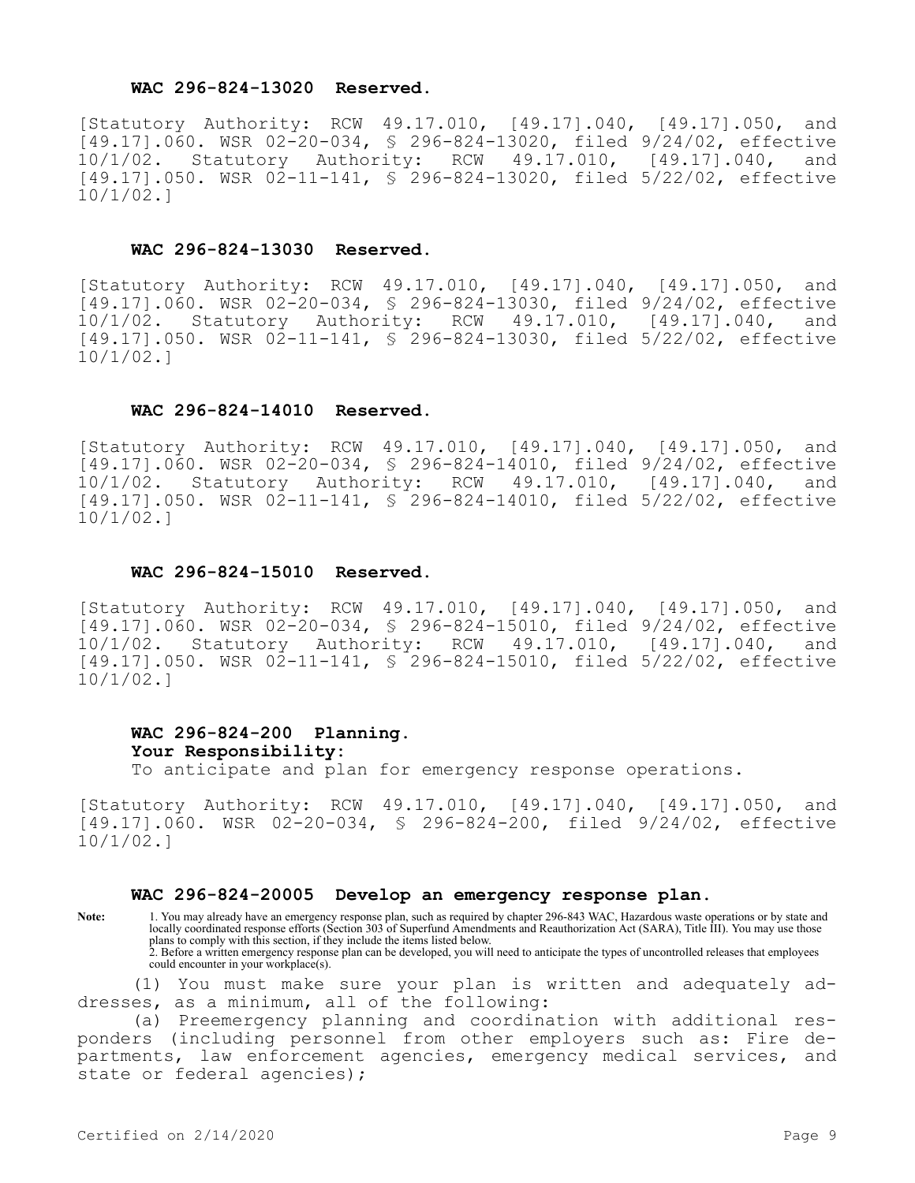### WAC 296-824-13020 Reserved.

[Statutory Authority: RCW 49.17.010, [49.17].040, [49.17].050, and [49.17].060. WSR 02-20-034, § 296-824-13020, filed 9/24/02, effective 10/1/02. Statutory Authority: RCW 49.17.010, [49.17].040, and [49.17].050. WSR 02-11-141, § 296-824-13020, filed 5/22/02, effective 10/1/02.]

### WAC 296-824-13030 Reserved.

[Statutory Authority: RCW 49.17.010, [49.17].040, [49.17].050, and [49.17].060. WSR 02-20-034, § 296-824-13030, filed 9/24/02, effective 10/1/02. Statutory Authority: RCW 49.17.010, [49.17].040, and [49.17].050. WSR 02-11-141, § 296-824-13030, filed 5/22/02, effective 10/1/02.]

### WAC 296-824-14010 Reserved.

[Statutory Authority: RCW 49.17.010, [49.17].040, [49.17].050, and [49.17].060. WSR 02-20-034, § 296-824-14010, filed 9/24/02, effective 10/1/02. Statutory Authority: RCW 49.17.010, [49.17].040, and [49.17].050. WSR 02-11-141, § 296-824-14010, filed 5/22/02, effective 10/1/02.]

### WAC 296-824-15010 Reserved.

[Statutory Authority: RCW 49.17.010, [49.17].040, [49.17].050, and [49.17].060. WSR 02-20-034, § 296-824-15010, filed 9/24/02, effective 10/1/02. Statutory Authority: RCW 49.17.010, [49.17].040, and [49.17].050. WSR 02-11-141, § 296-824-15010, filed 5/22/02, effective 10/1/02.]

### WAC 296-824-200 Planning.

**Your Responsibility:**

To anticipate and plan for emergency response operations.

[Statutory Authority: RCW 49.17.010, [49.17].040, [49.17].050, and [49.17].060. WSR 02-20-034, § 296-824-200, filed 9/24/02, effective 10/1/02.]

### WAC 296-824-20005 Develop an emergency response plan.

**Note:** 1. You may already have an emergency response plan, such as required by chapter 296-843 WAC, Hazardous waste operations or by state and locally coordinated response efforts (Section 303 of Superfund Amendments and Reauthorization Act (SARA), Title III). You may use those plans to comply with this section, if they include the items listed below.
2. Before a written emergency response plan can be developed, you will need to anticipate the types of uncontrolled releases that employees could encounter in your workplace(s).

(1) You must make sure your plan is written and adequately addresses, as a minimum, all of the following:

(a) Preemergency planning and coordination with additional responders (including personnel from other employers such as: Fire departments, law enforcement agencies, emergency medical services, and state or federal agencies);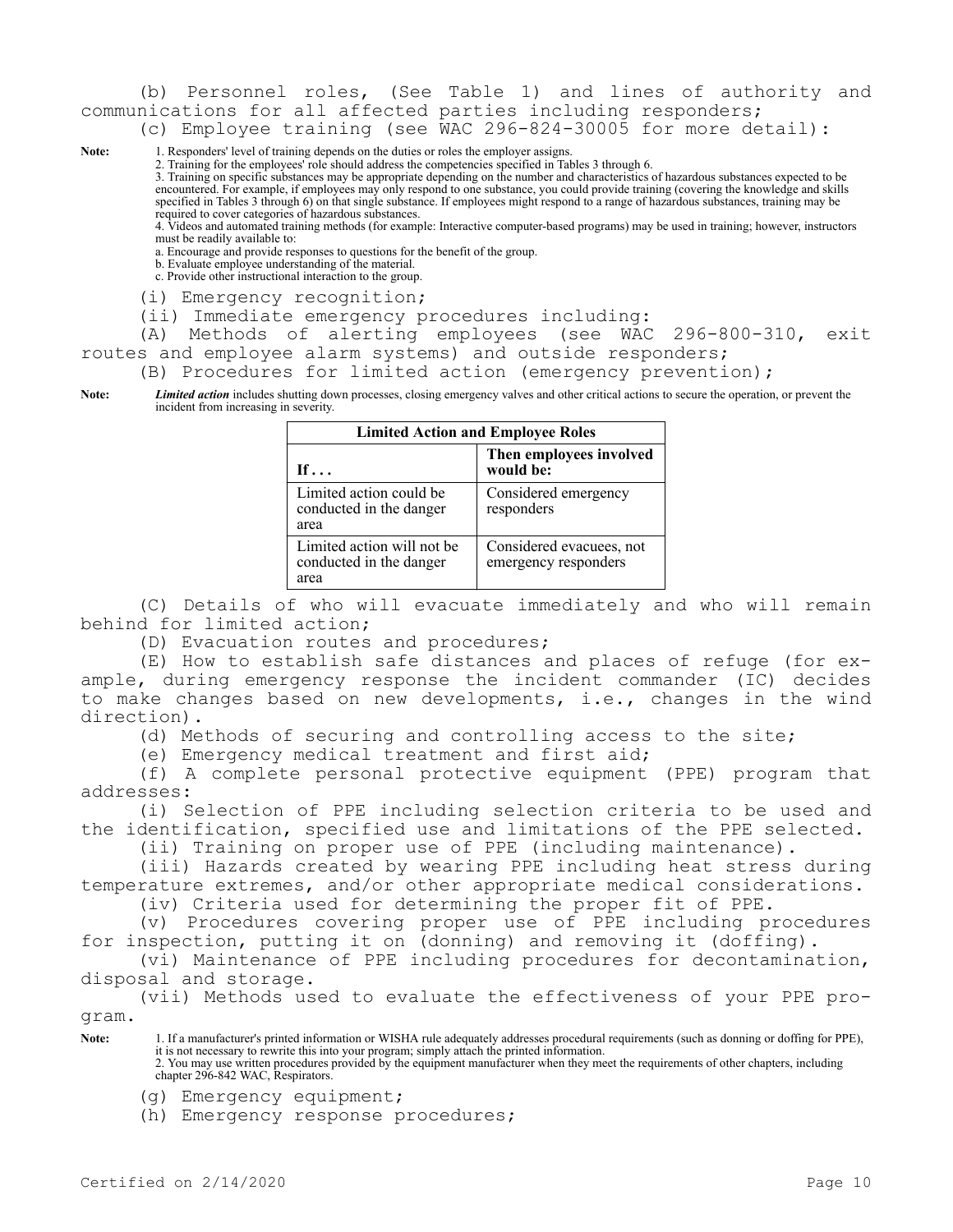(b) Personnel roles, (See Table 1) and lines of authority and communications for all affected parties including responders;

(c) Employee training (see WAC 296-824-30005 for more detail):

**Note:** 1. Responders' level of training depends on the duties or roles the employer assigns.
2. Training for the employees' role should address the competencies specified in Tables 3 through 6.
3. Training on specific substances may be appropriate depending on the number and characteristics of hazardous substances expected to be encountered. For example, if employees may only respond to one substance, you could provide training (covering the knowledge and skills specified in Tables 3 through 6) on that single substance. If employees might respond to a range of hazardous substances, training may be required to cover categories of hazardous substances.
4. Videos and automated training methods (for example: Interactive computer-based programs) may be used in training; however, instructors must be readily available to:
a. Encourage and provide responses to questions for the benefit of the group.
b. Evaluate employee understanding of the material.
c. Provide other instructional interaction to the group.

(i) Emergency recognition;

(ii) Immediate emergency procedures including:

(A) Methods of alerting employees (see WAC 296-800-310, exit routes and employee alarm systems) and outside responders;

(B) Procedures for limited action (emergency prevention);

**Note:** ***Limited action*** includes shutting down processes, closing emergency valves and other critical actions to secure the operation, or prevent the incident from increasing in severity.

| **Limited Action and Employee Roles** | |
|---|---|
| **If . . .** | **Then employees involved would be:** |
| Limited action could be conducted in the danger area | Considered emergency responders |
| Limited action will not be conducted in the danger area | Considered evacuees, not emergency responders |

(C) Details of who will evacuate immediately and who will remain behind for limited action;

(D) Evacuation routes and procedures;

(E) How to establish safe distances and places of refuge (for example, during emergency response the incident commander (IC) decides to make changes based on new developments, i.e., changes in the wind direction).

(d) Methods of securing and controlling access to the site;

(e) Emergency medical treatment and first aid;

(f) A complete personal protective equipment (PPE) program that addresses:

(i) Selection of PPE including selection criteria to be used and the identification, specified use and limitations of the PPE selected.

(ii) Training on proper use of PPE (including maintenance).

(iii) Hazards created by wearing PPE including heat stress during temperature extremes, and/or other appropriate medical considerations.

(iv) Criteria used for determining the proper fit of PPE.

(v) Procedures covering proper use of PPE including procedures for inspection, putting it on (donning) and removing it (doffing).

(vi) Maintenance of PPE including procedures for decontamination, disposal and storage.

(vii) Methods used to evaluate the effectiveness of your PPE program.

**Note:** 1. If a manufacturer's printed information or WISHA rule adequately addresses procedural requirements (such as donning or doffing for PPE), it is not necessary to rewrite this into your program; simply attach the printed information.
2. You may use written procedures provided by the equipment manufacturer when they meet the requirements of other chapters, including chapter 296-842 WAC, Respirators.

(g) Emergency equipment;

(h) Emergency response procedures;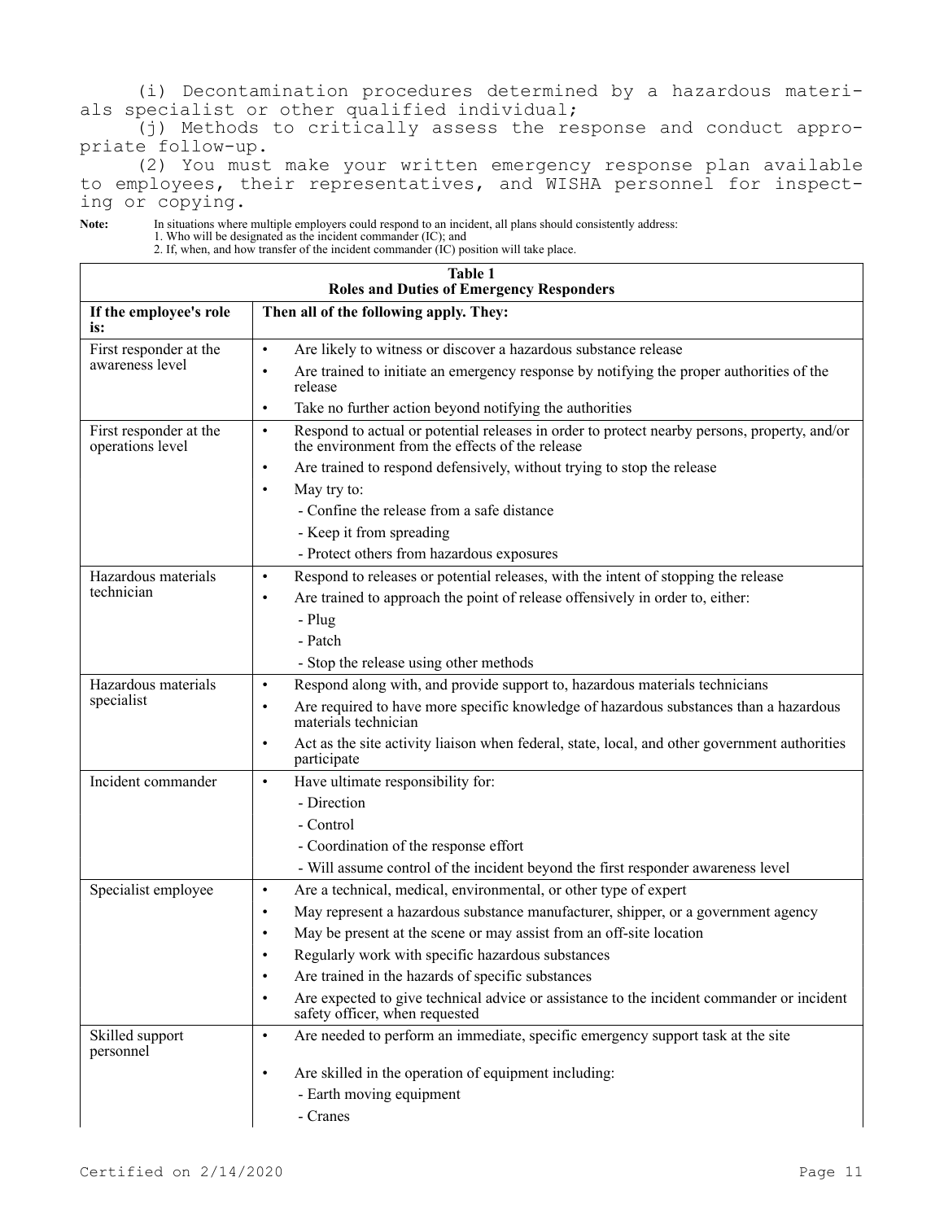(i) Decontamination procedures determined by a hazardous materials specialist or other qualified individual;

(j) Methods to critically assess the response and conduct appropriate follow-up.

(2) You must make your written emergency response plan available to employees, their representatives, and WISHA personnel for inspecting or copying.

**Note:** In situations where multiple employers could respond to an incident, all plans should consistently address:
1. Who will be designated as the incident commander (IC); and
2. If, when, and how transfer of the incident commander (IC) position will take place.

**Table 1**
**Roles and Duties of Emergency Responders**

| If the employee's role is: | Then all of the following apply. They: |
|---|---|
| First responder at the awareness level | • Are likely to witness or discover a hazardous substance release<br>• Are trained to initiate an emergency response by notifying the proper authorities of the release<br>• Take no further action beyond notifying the authorities |
| First responder at the operations level | • Respond to actual or potential releases in order to protect nearby persons, property, and/or the environment from the effects of the release<br>• Are trained to respond defensively, without trying to stop the release<br>• May try to:<br>- Confine the release from a safe distance<br>- Keep it from spreading<br>- Protect others from hazardous exposures |
| Hazardous materials technician | • Respond to releases or potential releases, with the intent of stopping the release<br>• Are trained to approach the point of release offensively in order to, either:<br>- Plug<br>- Patch<br>- Stop the release using other methods |
| Hazardous materials specialist | • Respond along with, and provide support to, hazardous materials technicians<br>• Are required to have more specific knowledge of hazardous substances than a hazardous materials technician<br>• Act as the site activity liaison when federal, state, local, and other government authorities participate |
| Incident commander | • Have ultimate responsibility for:<br>- Direction<br>- Control<br>- Coordination of the response effort<br>- Will assume control of the incident beyond the first responder awareness level |
| Specialist employee | • Are a technical, medical, environmental, or other type of expert<br>• May represent a hazardous substance manufacturer, shipper, or a government agency<br>• May be present at the scene or may assist from an off-site location<br>• Regularly work with specific hazardous substances<br>• Are trained in the hazards of specific substances<br>• Are expected to give technical advice or assistance to the incident commander or incident safety officer, when requested |
| Skilled support personnel | • Are needed to perform an immediate, specific emergency support task at the site<br>• Are skilled in the operation of equipment including:<br>- Earth moving equipment<br>- Cranes |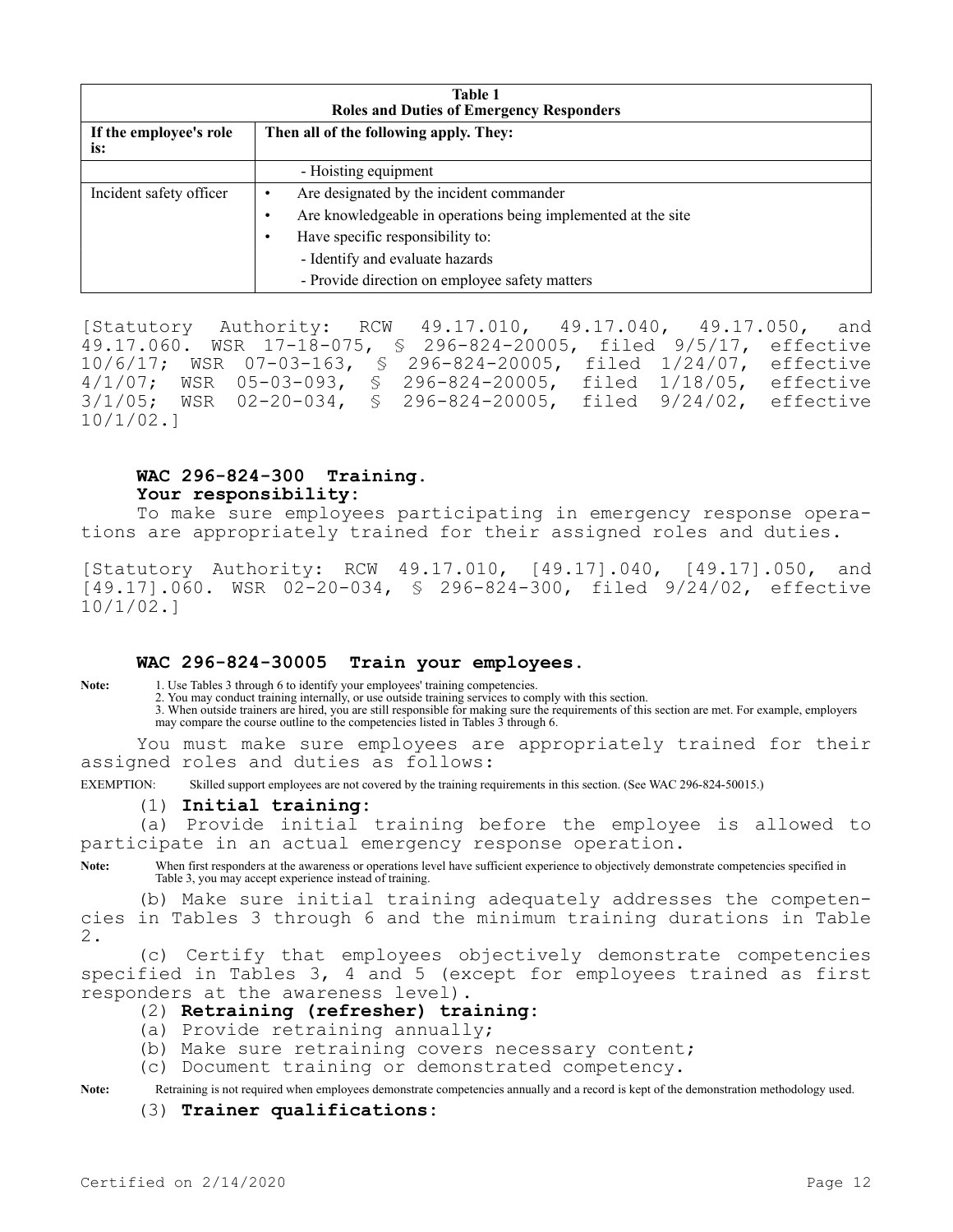| Table 1 Roles and Duties of Emergency Responders | |
|---|---|
| **If the employee's role is:** | **Then all of the following apply. They:** |
| | - Hoisting equipment |
| Incident safety officer | • Are designated by the incident commander<br>• Are knowledgeable in operations being implemented at the site<br>• Have specific responsibility to:<br>- Identify and evaluate hazards<br>- Provide direction on employee safety matters |

[Statutory Authority: RCW 49.17.010, 49.17.040, 49.17.050, and 49.17.060. WSR 17-18-075, § 296-824-20005, filed 9/5/17, effective 10/6/17; WSR 07-03-163, § 296-824-20005, filed 1/24/07, effective 4/1/07; WSR 05-03-093, § 296-824-20005, filed 1/18/05, effective 3/1/05; WSR 02-20-034, § 296-824-20005, filed 9/24/02, effective 10/1/02.]

## WAC 296-824-300 Training.

**Your responsibility:**

To make sure employees participating in emergency response operations are appropriately trained for their assigned roles and duties.

[Statutory Authority: RCW 49.17.010, [49.17].040, [49.17].050, and [49.17].060. WSR 02-20-034, § 296-824-300, filed 9/24/02, effective 10/1/02.]

## WAC 296-824-30005 Train your employees.

**Note:** 1. Use Tables 3 through 6 to identify your employees' training competencies.
2. You may conduct training internally, or use outside training services to comply with this section.
3. When outside trainers are hired, you are still responsible for making sure the requirements of this section are met. For example, employers may compare the course outline to the competencies listed in Tables 3 through 6.

You must make sure employees are appropriately trained for their assigned roles and duties as follows:

EXEMPTION: Skilled support employees are not covered by the training requirements in this section. (See WAC 296-824-50015.)

(1) **Initial training:**

(a) Provide initial training before the employee is allowed to participate in an actual emergency response operation.

**Note:** When first responders at the awareness or operations level have sufficient experience to objectively demonstrate competencies specified in Table 3, you may accept experience instead of training.

(b) Make sure initial training adequately addresses the competencies in Tables 3 through 6 and the minimum training durations in Table 2.

(c) Certify that employees objectively demonstrate competencies specified in Tables 3, 4 and 5 (except for employees trained as first responders at the awareness level).

(2) **Retraining (refresher) training:**

(a) Provide retraining annually;

(b) Make sure retraining covers necessary content;

(c) Document training or demonstrated competency.

**Note:** Retraining is not required when employees demonstrate competencies annually and a record is kept of the demonstration methodology used.

(3) **Trainer qualifications:**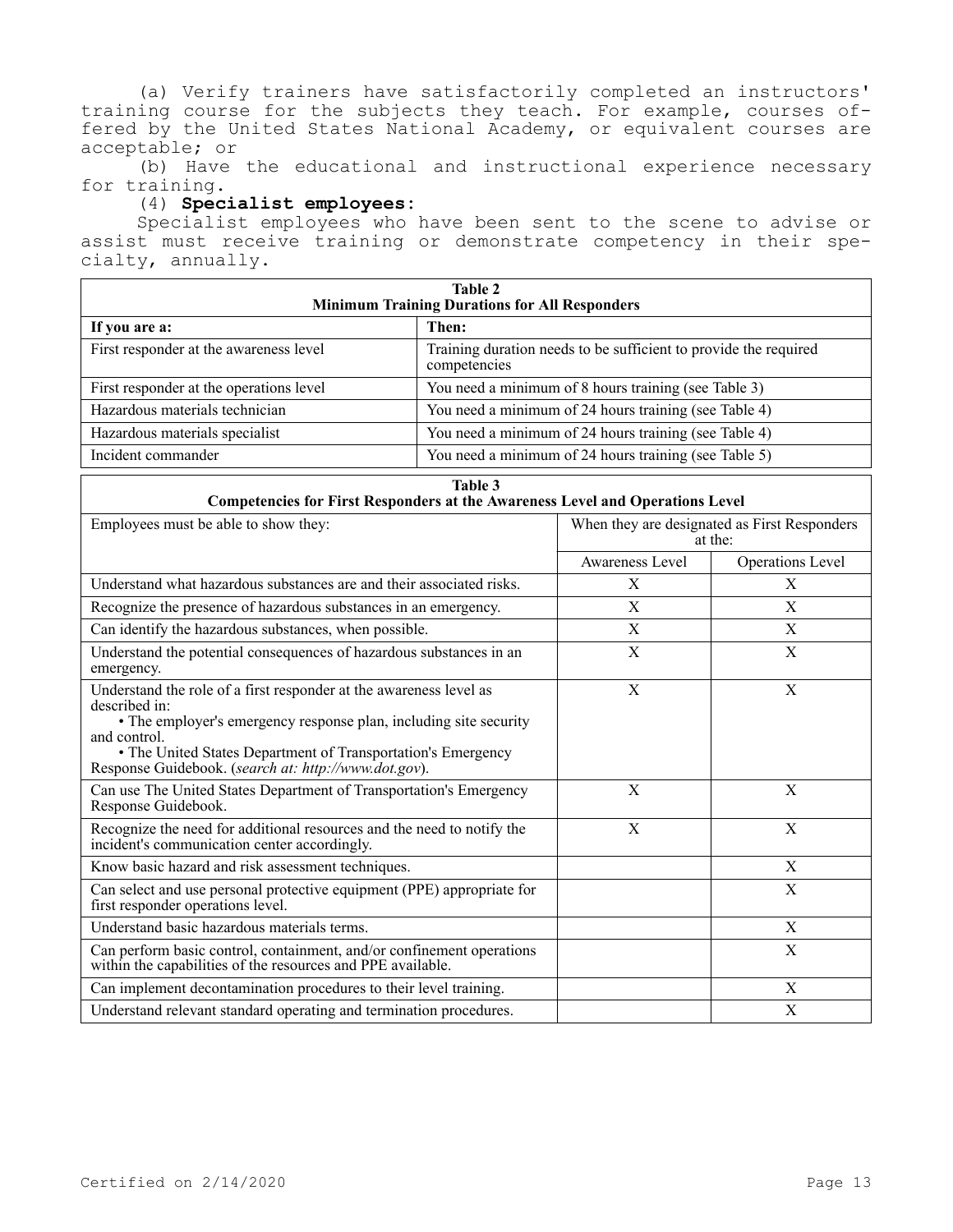(a) Verify trainers have satisfactorily completed an instructors' training course for the subjects they teach. For example, courses offered by the United States National Academy, or equivalent courses are acceptable; or

(b) Have the educational and instructional experience necessary for training.

(4) **Specialist employees:**

Specialist employees who have been sent to the scene to advise or assist must receive training or demonstrate competency in their specialty, annually.

| Table 2<br>Minimum Training Durations for All Responders | |
|---|---|
| **If you are a:** | **Then:** |
| First responder at the awareness level | Training duration needs to be sufficient to provide the required competencies |
| First responder at the operations level | You need a minimum of 8 hours training (see Table 3) |
| Hazardous materials technician | You need a minimum of 24 hours training (see Table 4) |
| Hazardous materials specialist | You need a minimum of 24 hours training (see Table 4) |
| Incident commander | You need a minimum of 24 hours training (see Table 5) |

| Table 3<br>Competencies for First Responders at the Awareness Level and Operations Level | | |
|---|---|---|
| Employees must be able to show they: | When they are designated as First Responders at the: | |
| | Awareness Level | Operations Level |
| Understand what hazardous substances are and their associated risks. | X | X |
| Recognize the presence of hazardous substances in an emergency. | X | X |
| Can identify the hazardous substances, when possible. | X | X |
| Understand the potential consequences of hazardous substances in an emergency. | X | X |
| Understand the role of a first responder at the awareness level as described in:<br>• The employer's emergency response plan, including site security and control.<br>• The United States Department of Transportation's Emergency Response Guidebook. (*search at: http://www.dot.gov*). | X | X |
| Can use The United States Department of Transportation's Emergency Response Guidebook. | X | X |
| Recognize the need for additional resources and the need to notify the incident's communication center accordingly. | X | X |
| Know basic hazard and risk assessment techniques. | | X |
| Can select and use personal protective equipment (PPE) appropriate for first responder operations level. | | X |
| Understand basic hazardous materials terms. | | X |
| Can perform basic control, containment, and/or confinement operations within the capabilities of the resources and PPE available. | | X |
| Can implement decontamination procedures to their level training. | | X |
| Understand relevant standard operating and termination procedures. | | X |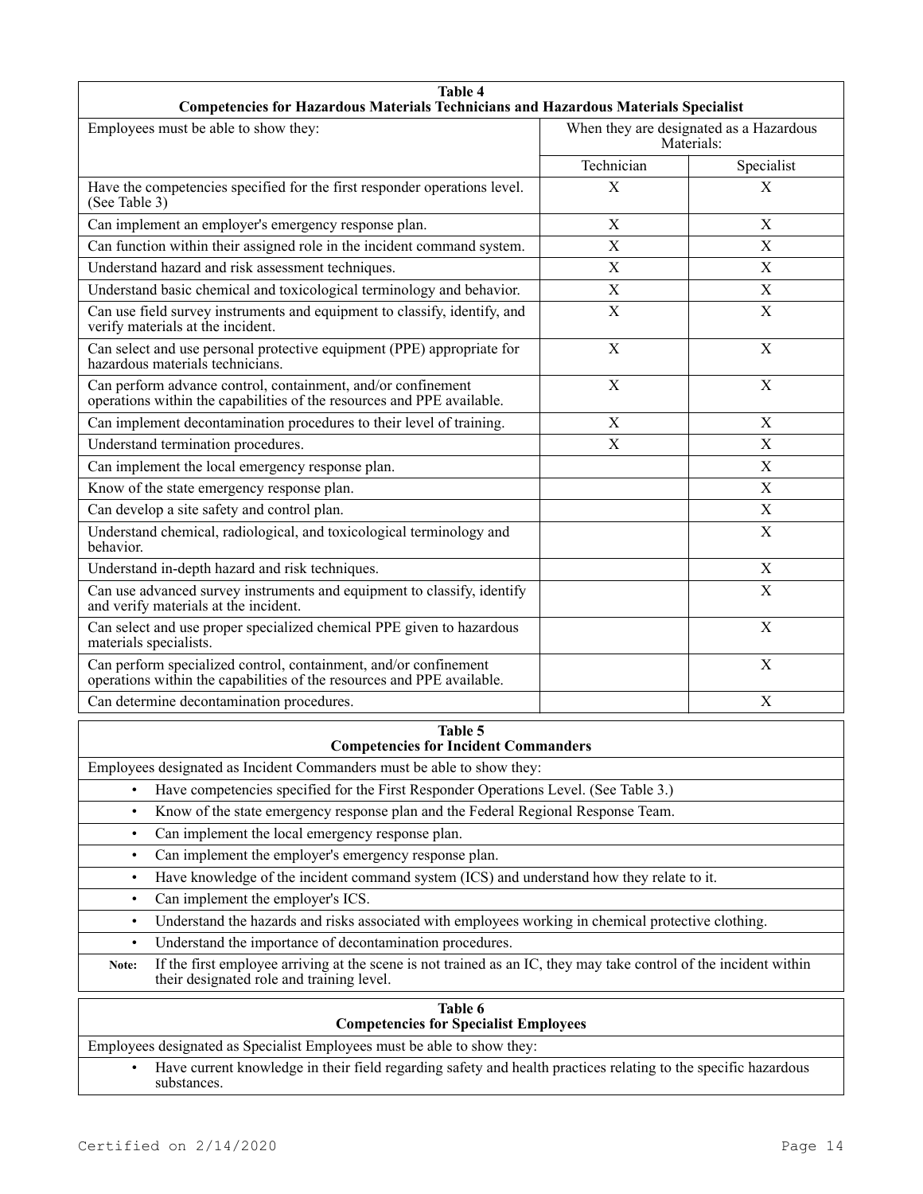**Table 4**
**Competencies for Hazardous Materials Technicians and Hazardous Materials Specialist**

| Employees must be able to show they: | When they are designated as a Hazardous Materials: | |
|---|---|---|
| | Technician | Specialist |
| Have the competencies specified for the first responder operations level. (See Table 3) | X | X |
| Can implement an employer's emergency response plan. | X | X |
| Can function within their assigned role in the incident command system. | X | X |
| Understand hazard and risk assessment techniques. | X | X |
| Understand basic chemical and toxicological terminology and behavior. | X | X |
| Can use field survey instruments and equipment to classify, identify, and verify materials at the incident. | X | X |
| Can select and use personal protective equipment (PPE) appropriate for hazardous materials technicians. | X | X |
| Can perform advance control, containment, and/or confinement operations within the capabilities of the resources and PPE available. | X | X |
| Can implement decontamination procedures to their level of training. | X | X |
| Understand termination procedures. | X | X |
| Can implement the local emergency response plan. | | X |
| Know of the state emergency response plan. | | X |
| Can develop a site safety and control plan. | | X |
| Understand chemical, radiological, and toxicological terminology and behavior. | | X |
| Understand in-depth hazard and risk techniques. | | X |
| Can use advanced survey instruments and equipment to classify, identify and verify materials at the incident. | | X |
| Can select and use proper specialized chemical PPE given to hazardous materials specialists. | | X |
| Can perform specialized control, containment, and/or confinement operations within the capabilities of the resources and PPE available. | | X |
| Can determine decontamination procedures. | | X |

**Table 5**
**Competencies for Incident Commanders**

Employees designated as Incident Commanders must be able to show they:

- Have competencies specified for the First Responder Operations Level. (See Table 3.)
- Know of the state emergency response plan and the Federal Regional Response Team.
- Can implement the local emergency response plan.
- Can implement the employer's emergency response plan.
- Have knowledge of the incident command system (ICS) and understand how they relate to it.
- Can implement the employer's ICS.
- Understand the hazards and risks associated with employees working in chemical protective clothing.
- Understand the importance of decontamination procedures.

**Note:** If the first employee arriving at the scene is not trained as an IC, they may take control of the incident within their designated role and training level.

**Table 6**
**Competencies for Specialist Employees**

Employees designated as Specialist Employees must be able to show they:

- Have current knowledge in their field regarding safety and health practices relating to the specific hazardous substances.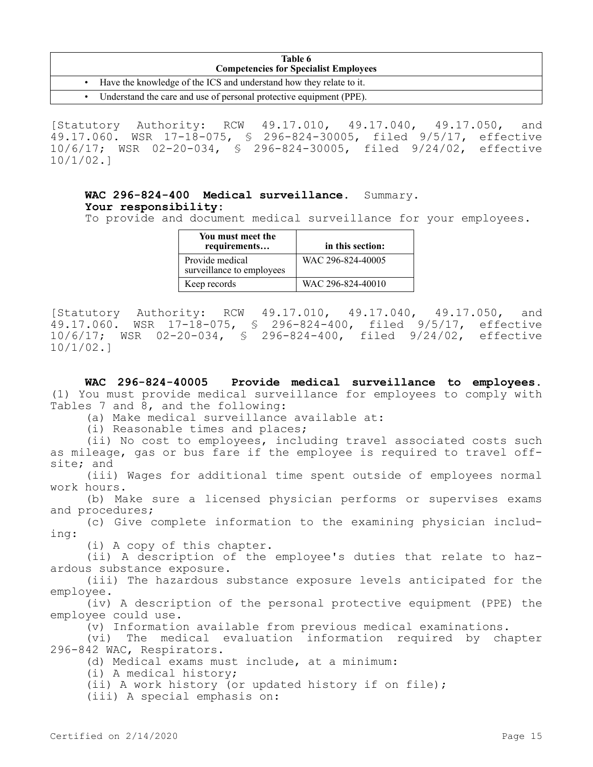| Table 6 Competencies for Specialist Employees |
|---|
| • Have the knowledge of the ICS and understand how they relate to it. |
| • Understand the care and use of personal protective equipment (PPE). |

[Statutory Authority: RCW 49.17.010, 49.17.040, 49.17.050, and 49.17.060. WSR 17-18-075, § 296-824-30005, filed 9/5/17, effective 10/6/17; WSR 02-20-034, § 296-824-30005, filed 9/24/02, effective 10/1/02.]

**WAC 296-824-400 Medical surveillance.** Summary.

**Your responsibility:**

To provide and document medical surveillance for your employees.

| You must meet the requirements… | in this section: |
|---|---|
| Provide medical surveillance to employees | WAC 296-824-40005 |
| Keep records | WAC 296-824-40010 |

[Statutory Authority: RCW 49.17.010, 49.17.040, 49.17.050, and 49.17.060. WSR 17-18-075, § 296-824-400, filed 9/5/17, effective 10/6/17; WSR 02-20-034, § 296-824-400, filed 9/24/02, effective 10/1/02.]

**WAC 296-824-40005 Provide medical surveillance to employees.** (1) You must provide medical surveillance for employees to comply with Tables 7 and 8, and the following:

(a) Make medical surveillance available at:

(i) Reasonable times and places;

(ii) No cost to employees, including travel associated costs such as mileage, gas or bus fare if the employee is required to travel off-site; and

(iii) Wages for additional time spent outside of employees normal work hours.

(b) Make sure a licensed physician performs or supervises exams and procedures;

(c) Give complete information to the examining physician including:

(i) A copy of this chapter.

(ii) A description of the employee's duties that relate to hazardous substance exposure.

(iii) The hazardous substance exposure levels anticipated for the employee.

(iv) A description of the personal protective equipment (PPE) the employee could use.

(v) Information available from previous medical examinations.

(vi) The medical evaluation information required by chapter 296-842 WAC, Respirators.

(d) Medical exams must include, at a minimum:

(i) A medical history;

(ii) A work history (or updated history if on file);

(iii) A special emphasis on: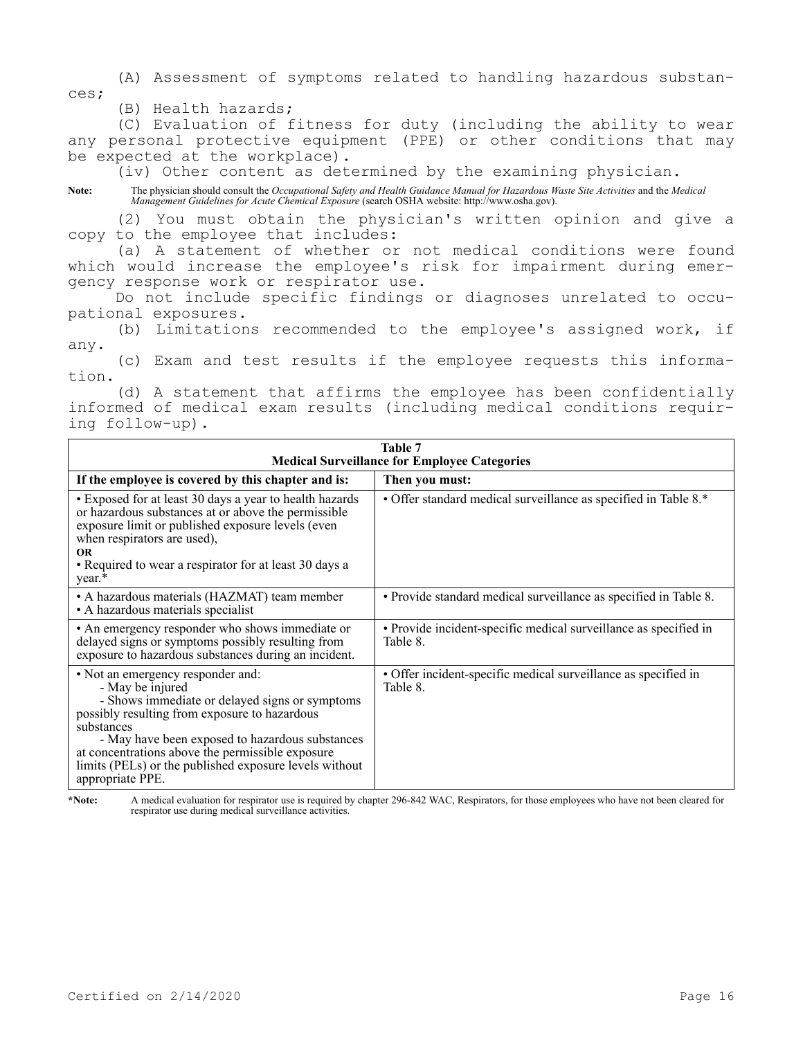(A) Assessment of symptoms related to handling hazardous substances;

(B) Health hazards;

(C) Evaluation of fitness for duty (including the ability to wear any personal protective equipment (PPE) or other conditions that may be expected at the workplace).

(iv) Other content as determined by the examining physician.

**Note:** The physician should consult the *Occupational Safety and Health Guidance Manual for Hazardous Waste Site Activities* and the *Medical Management Guidelines for Acute Chemical Exposure* (search OSHA website: http://www.osha.gov).

(2) You must obtain the physician's written opinion and give a copy to the employee that includes:

(a) A statement of whether or not medical conditions were found which would increase the employee's risk for impairment during emergency response work or respirator use.

Do not include specific findings or diagnoses unrelated to occupational exposures.

(b) Limitations recommended to the employee's assigned work, if any.

(c) Exam and test results if the employee requests this information.

(d) A statement that affirms the employee has been confidentially informed of medical exam results (including medical conditions requiring follow-up).

**Table 7**
**Medical Surveillance for Employee Categories**

| If the employee is covered by this chapter and is: | Then you must: |
|---|---|
| • Exposed for at least 30 days a year to health hazards or hazardous substances at or above the permissible exposure limit or published exposure levels (even when respirators are used),<br>**OR**<br>• Required to wear a respirator for at least 30 days a year.* | • Offer standard medical surveillance as specified in Table 8.* |
| • A hazardous materials (HAZMAT) team member<br>• A hazardous materials specialist | • Provide standard medical surveillance as specified in Table 8. |
| • An emergency responder who shows immediate or delayed signs or symptoms possibly resulting from exposure to hazardous substances during an incident. | • Provide incident-specific medical surveillance as specified in Table 8. |
| • Not an emergency responder and:<br>- May be injured<br>- Shows immediate or delayed signs or symptoms possibly resulting from exposure to hazardous substances<br>- May have been exposed to hazardous substances at concentrations above the permissible exposure limits (PELs) or the published exposure levels without appropriate PPE. | • Offer incident-specific medical surveillance as specified in Table 8. |

***Note:** A medical evaluation for respirator use is required by chapter 296-842 WAC, Respirators, for those employees who have not been cleared for respirator use during medical surveillance activities.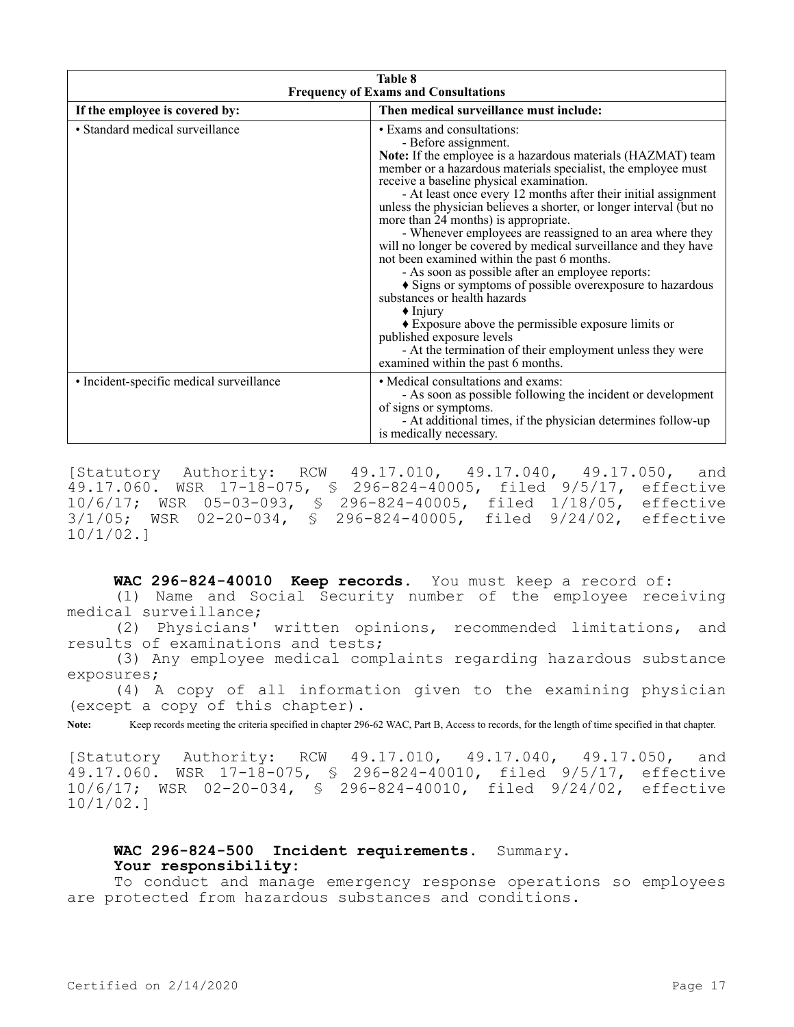| Table 8<br>Frequency of Exams and Consultations | |
|---|---|
| **If the employee is covered by:** | **Then medical surveillance must include:** |
| • Standard medical surveillance | • Exams and consultations:<br>- Before assignment.<br>**Note:** If the employee is a hazardous materials (HAZMAT) team member or a hazardous materials specialist, the employee must receive a baseline physical examination.<br>- At least once every 12 months after their initial assignment unless the physician believes a shorter, or longer interval (but no more than 24 months) is appropriate.<br>- Whenever employees are reassigned to an area where they will no longer be covered by medical surveillance and they have not been examined within the past 6 months.<br>- As soon as possible after an employee reports:<br>♦ Signs or symptoms of possible overexposure to hazardous substances or health hazards<br>♦ Injury<br>♦ Exposure above the permissible exposure limits or published exposure levels<br>- At the termination of their employment unless they were examined within the past 6 months. |
| • Incident-specific medical surveillance | • Medical consultations and exams:<br>- As soon as possible following the incident or development of signs or symptoms.<br>- At additional times, if the physician determines follow-up is medically necessary. |

[Statutory Authority: RCW 49.17.010, 49.17.040, 49.17.050, and 49.17.060. WSR 17-18-075, § 296-824-40005, filed 9/5/17, effective 10/6/17; WSR 05-03-093, § 296-824-40005, filed 1/18/05, effective 3/1/05; WSR 02-20-034, § 296-824-40005, filed 9/24/02, effective 10/1/02.]

**WAC 296-824-40010 Keep records.** You must keep a record of:

(1) Name and Social Security number of the employee receiving medical surveillance;

(2) Physicians' written opinions, recommended limitations, and results of examinations and tests;

(3) Any employee medical complaints regarding hazardous substance exposures;

(4) A copy of all information given to the examining physician (except a copy of this chapter).

**Note:** Keep records meeting the criteria specified in chapter 296-62 WAC, Part B, Access to records, for the length of time specified in that chapter.

[Statutory Authority: RCW 49.17.010, 49.17.040, 49.17.050, and 49.17.060. WSR 17-18-075, § 296-824-40010, filed 9/5/17, effective 10/6/17; WSR 02-20-034, § 296-824-40010, filed 9/24/02, effective 10/1/02.]

**WAC 296-824-500 Incident requirements.** Summary.

**Your responsibility:**

To conduct and manage emergency response operations so employees are protected from hazardous substances and conditions.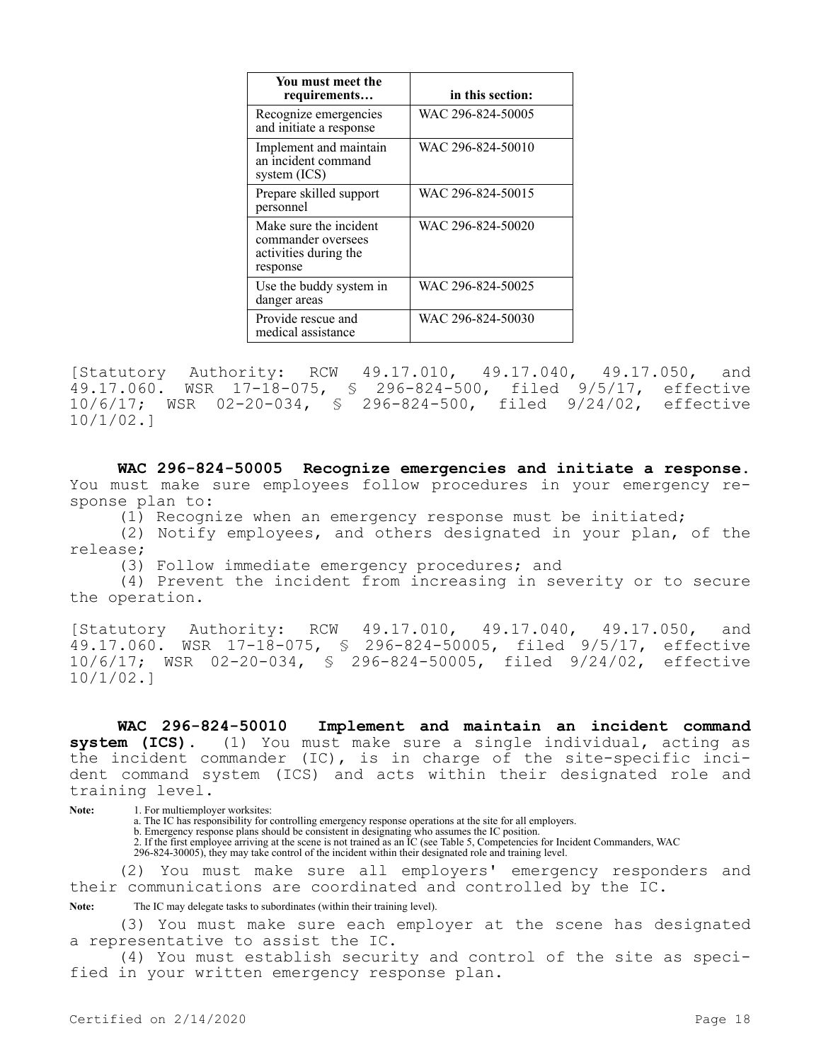| You must meet the requirements… | in this section: |
|---|---|
| Recognize emergencies and initiate a response | WAC 296-824-50005 |
| Implement and maintain an incident command system (ICS) | WAC 296-824-50010 |
| Prepare skilled support personnel | WAC 296-824-50015 |
| Make sure the incident commander oversees activities during the response | WAC 296-824-50020 |
| Use the buddy system in danger areas | WAC 296-824-50025 |
| Provide rescue and medical assistance | WAC 296-824-50030 |

[Statutory Authority: RCW 49.17.010, 49.17.040, 49.17.050, and 49.17.060. WSR 17-18-075, § 296-824-500, filed 9/5/17, effective 10/6/17; WSR 02-20-034, § 296-824-500, filed 9/24/02, effective 10/1/02.]

**WAC 296-824-50005 Recognize emergencies and initiate a response.** You must make sure employees follow procedures in your emergency response plan to:

(1) Recognize when an emergency response must be initiated;

(2) Notify employees, and others designated in your plan, of the release;

(3) Follow immediate emergency procedures; and

(4) Prevent the incident from increasing in severity or to secure the operation.

[Statutory Authority: RCW 49.17.010, 49.17.040, 49.17.050, and 49.17.060. WSR 17-18-075, § 296-824-50005, filed 9/5/17, effective 10/6/17; WSR 02-20-034, § 296-824-50005, filed 9/24/02, effective 10/1/02.]

**WAC 296-824-50010 Implement and maintain an incident command system (ICS).** (1) You must make sure a single individual, acting as the incident commander (IC), is in charge of the site-specific incident command system (ICS) and acts within their designated role and training level.

**Note:** 1. For multiemployer worksites:
a. The IC has responsibility for controlling emergency response operations at the site for all employers.
b. Emergency response plans should be consistent in designating who assumes the IC position.
2. If the first employee arriving at the scene is not trained as an IC (see Table 5, Competencies for Incident Commanders, WAC 296-824-30005), they may take control of the incident within their designated role and training level.

(2) You must make sure all employers' emergency responders and their communications are coordinated and controlled by the IC.

**Note:** The IC may delegate tasks to subordinates (within their training level).

(3) You must make sure each employer at the scene has designated a representative to assist the IC.

(4) You must establish security and control of the site as specified in your written emergency response plan.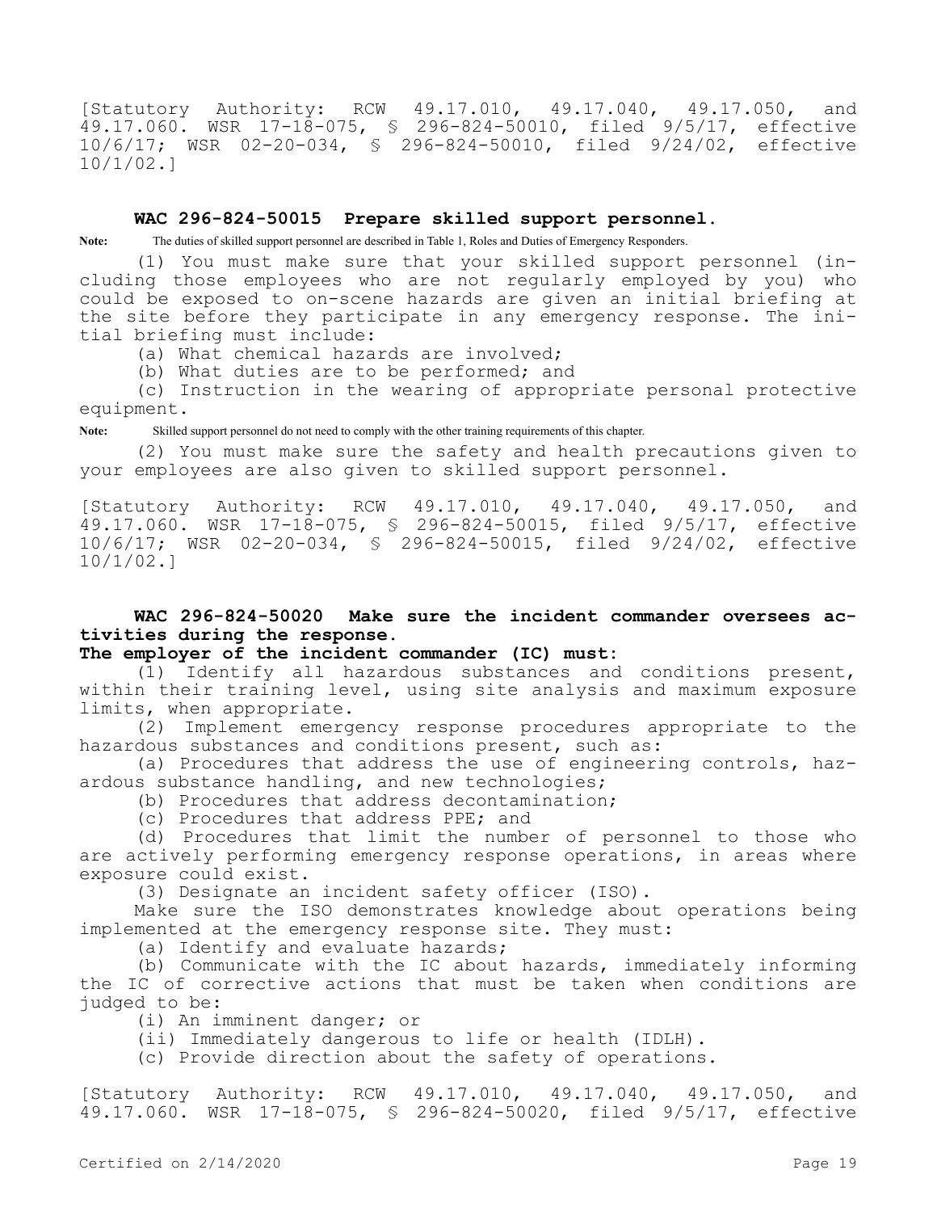[Statutory Authority: RCW 49.17.010, 49.17.040, 49.17.050, and 49.17.060. WSR 17-18-075, § 296-824-50010, filed 9/5/17, effective 10/6/17; WSR 02-20-034, § 296-824-50010, filed 9/24/02, effective 10/1/02.]

### WAC 296-824-50015 Prepare skilled support personnel.

**Note:** The duties of skilled support personnel are described in Table 1, Roles and Duties of Emergency Responders.

(1) You must make sure that your skilled support personnel (including those employees who are not regularly employed by you) who could be exposed to on-scene hazards are given an initial briefing at the site before they participate in any emergency response. The initial briefing must include:

(a) What chemical hazards are involved;

(b) What duties are to be performed; and

(c) Instruction in the wearing of appropriate personal protective equipment.

**Note:** Skilled support personnel do not need to comply with the other training requirements of this chapter.

(2) You must make sure the safety and health precautions given to your employees are also given to skilled support personnel.

[Statutory Authority: RCW 49.17.010, 49.17.040, 49.17.050, and 49.17.060. WSR 17-18-075, § 296-824-50015, filed 9/5/17, effective 10/6/17; WSR 02-20-034, § 296-824-50015, filed 9/24/02, effective 10/1/02.]

### WAC 296-824-50020 Make sure the incident commander oversees activities during the response.

**The employer of the incident commander (IC) must:**

(1) Identify all hazardous substances and conditions present, within their training level, using site analysis and maximum exposure limits, when appropriate.

(2) Implement emergency response procedures appropriate to the hazardous substances and conditions present, such as:

(a) Procedures that address the use of engineering controls, hazardous substance handling, and new technologies;

(b) Procedures that address decontamination;

(c) Procedures that address PPE; and

(d) Procedures that limit the number of personnel to those who are actively performing emergency response operations, in areas where exposure could exist.

(3) Designate an incident safety officer (ISO).

Make sure the ISO demonstrates knowledge about operations being implemented at the emergency response site. They must:

(a) Identify and evaluate hazards;

(b) Communicate with the IC about hazards, immediately informing the IC of corrective actions that must be taken when conditions are judged to be:

(i) An imminent danger; or

(ii) Immediately dangerous to life or health (IDLH).

(c) Provide direction about the safety of operations.

[Statutory Authority: RCW 49.17.010, 49.17.040, 49.17.050, and 49.17.060. WSR 17-18-075, § 296-824-50020, filed 9/5/17, effective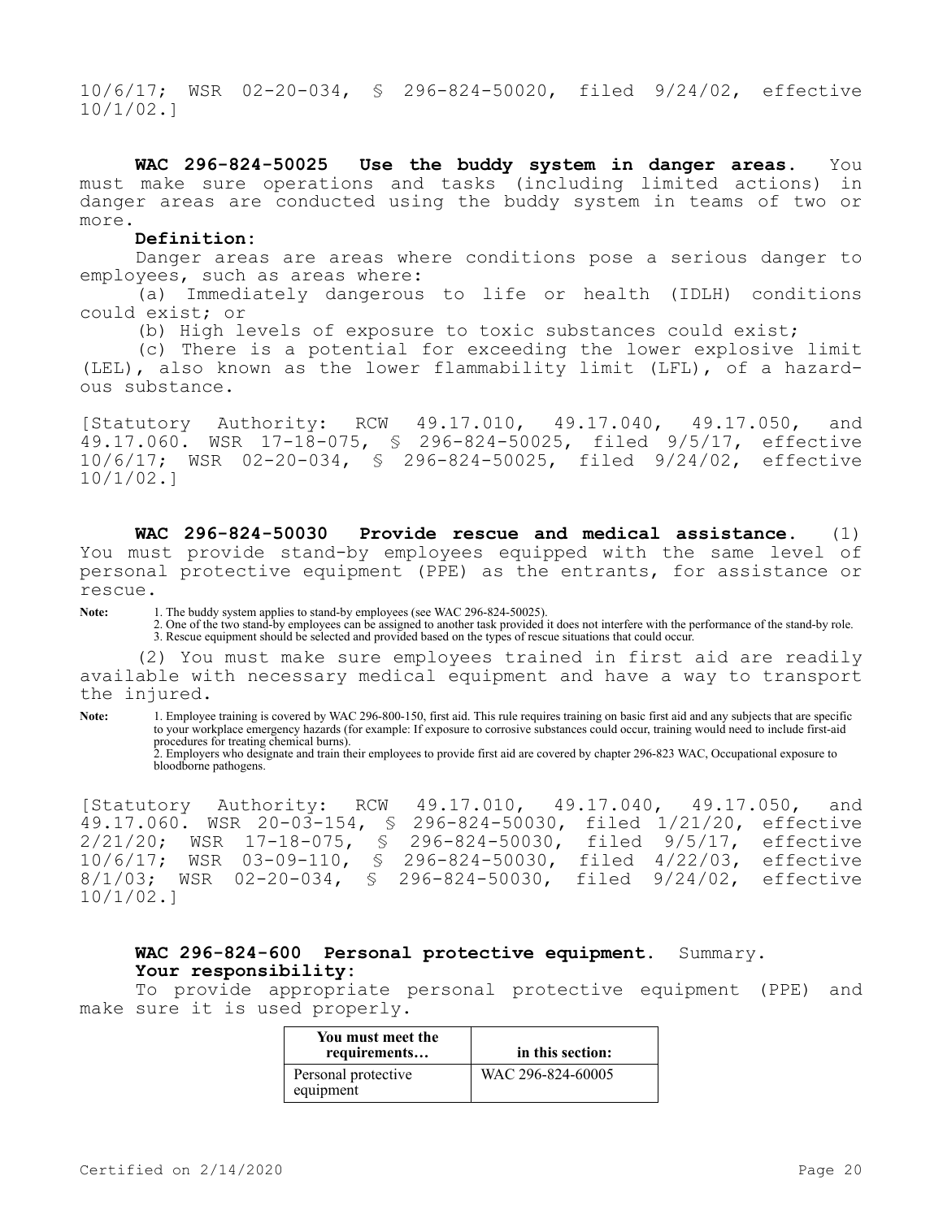10/6/17; WSR 02-20-034, § 296-824-50020, filed 9/24/02, effective 10/1/02.]

**WAC 296-824-50025 Use the buddy system in danger areas.** You must make sure operations and tasks (including limited actions) in danger areas are conducted using the buddy system in teams of two or more.

**Definition:**

Danger areas are areas where conditions pose a serious danger to employees, such as areas where:

(a) Immediately dangerous to life or health (IDLH) conditions could exist; or

(b) High levels of exposure to toxic substances could exist;

(c) There is a potential for exceeding the lower explosive limit (LEL), also known as the lower flammability limit (LFL), of a hazardous substance.

[Statutory Authority: RCW 49.17.010, 49.17.040, 49.17.050, and 49.17.060. WSR 17-18-075, § 296-824-50025, filed 9/5/17, effective 10/6/17; WSR 02-20-034, § 296-824-50025, filed 9/24/02, effective 10/1/02.]

**WAC 296-824-50030 Provide rescue and medical assistance.** (1) You must provide stand-by employees equipped with the same level of personal protective equipment (PPE) as the entrants, for assistance or rescue.

**Note:** 1. The buddy system applies to stand-by employees (see WAC 296-824-50025).
2. One of the two stand-by employees can be assigned to another task provided it does not interfere with the performance of the stand-by role.
3. Rescue equipment should be selected and provided based on the types of rescue situations that could occur.

(2) You must make sure employees trained in first aid are readily available with necessary medical equipment and have a way to transport the injured.

**Note:** 1. Employee training is covered by WAC 296-800-150, first aid. This rule requires training on basic first aid and any subjects that are specific to your workplace emergency hazards (for example: If exposure to corrosive substances could occur, training would need to include first-aid procedures for treating chemical burns).
2. Employers who designate and train their employees to provide first aid are covered by chapter 296-823 WAC, Occupational exposure to bloodborne pathogens.

[Statutory Authority: RCW 49.17.010, 49.17.040, 49.17.050, and 49.17.060. WSR 20-03-154, § 296-824-50030, filed 1/21/20, effective 2/21/20; WSR 17-18-075, § 296-824-50030, filed 9/5/17, effective 10/6/17; WSR 03-09-110, § 296-824-50030, filed 4/22/03, effective 8/1/03; WSR 02-20-034, § 296-824-50030, filed 9/24/02, effective 10/1/02.]

**WAC 296-824-600 Personal protective equipment.** Summary.

**Your responsibility:**

To provide appropriate personal protective equipment (PPE) and make sure it is used properly.

| You must meet the requirements… | in this section: |
|---|---|
| Personal protective equipment | WAC 296-824-60005 |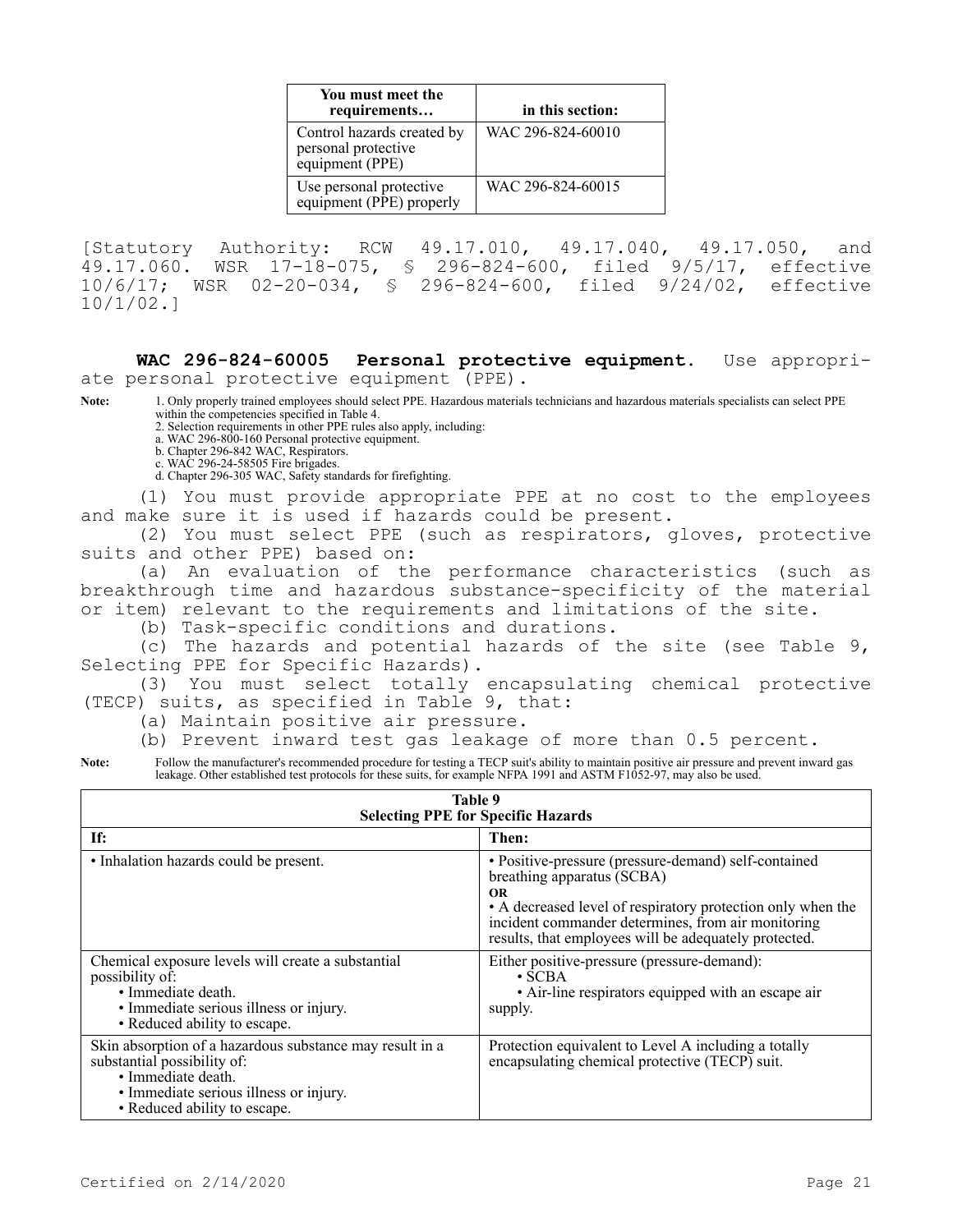| You must meet the requirements… | in this section: |
| --- | --- |
| Control hazards created by personal protective equipment (PPE) | WAC 296-824-60010 |
| Use personal protective equipment (PPE) properly | WAC 296-824-60015 |

[Statutory Authority: RCW 49.17.010, 49.17.040, 49.17.050, and 49.17.060. WSR 17-18-075, § 296-824-600, filed 9/5/17, effective 10/6/17; WSR 02-20-034, § 296-824-600, filed 9/24/02, effective 10/1/02.]

**WAC 296-824-60005 Personal protective equipment.** Use appropriate personal protective equipment (PPE).

**Note:** 1. Only properly trained employees should select PPE. Hazardous materials technicians and hazardous materials specialists can select PPE within the competencies specified in Table 4.
2. Selection requirements in other PPE rules also apply, including:
a. WAC 296-800-160 Personal protective equipment.
b. Chapter 296-842 WAC, Respirators.
c. WAC 296-24-58505 Fire brigades.
d. Chapter 296-305 WAC, Safety standards for firefighting.

(1) You must provide appropriate PPE at no cost to the employees and make sure it is used if hazards could be present.

(2) You must select PPE (such as respirators, gloves, protective suits and other PPE) based on:

(a) An evaluation of the performance characteristics (such as breakthrough time and hazardous substance-specificity of the material or item) relevant to the requirements and limitations of the site.

(b) Task-specific conditions and durations.

(c) The hazards and potential hazards of the site (see Table 9, Selecting PPE for Specific Hazards).

(3) You must select totally encapsulating chemical protective (TECP) suits, as specified in Table 9, that:

(a) Maintain positive air pressure.

(b) Prevent inward test gas leakage of more than 0.5 percent.

**Note:** Follow the manufacturer's recommended procedure for testing a TECP suit's ability to maintain positive air pressure and prevent inward gas leakage. Other established test protocols for these suits, for example NFPA 1991 and ASTM F1052-97, may also be used.

**Table 9**
**Selecting PPE for Specific Hazards**

| If: | Then: |
| --- | --- |
| • Inhalation hazards could be present. | • Positive-pressure (pressure-demand) self-contained breathing apparatus (SCBA)<br>**OR**<br>• A decreased level of respiratory protection only when the incident commander determines, from air monitoring results, that employees will be adequately protected. |
| Chemical exposure levels will create a substantial possibility of:<br>• Immediate death.<br>• Immediate serious illness or injury.<br>• Reduced ability to escape. | Either positive-pressure (pressure-demand):<br>• SCBA<br>• Air-line respirators equipped with an escape air supply. |
| Skin absorption of a hazardous substance may result in a substantial possibility of:<br>• Immediate death.<br>• Immediate serious illness or injury.<br>• Reduced ability to escape. | Protection equivalent to Level A including a totally encapsulating chemical protective (TECP) suit. |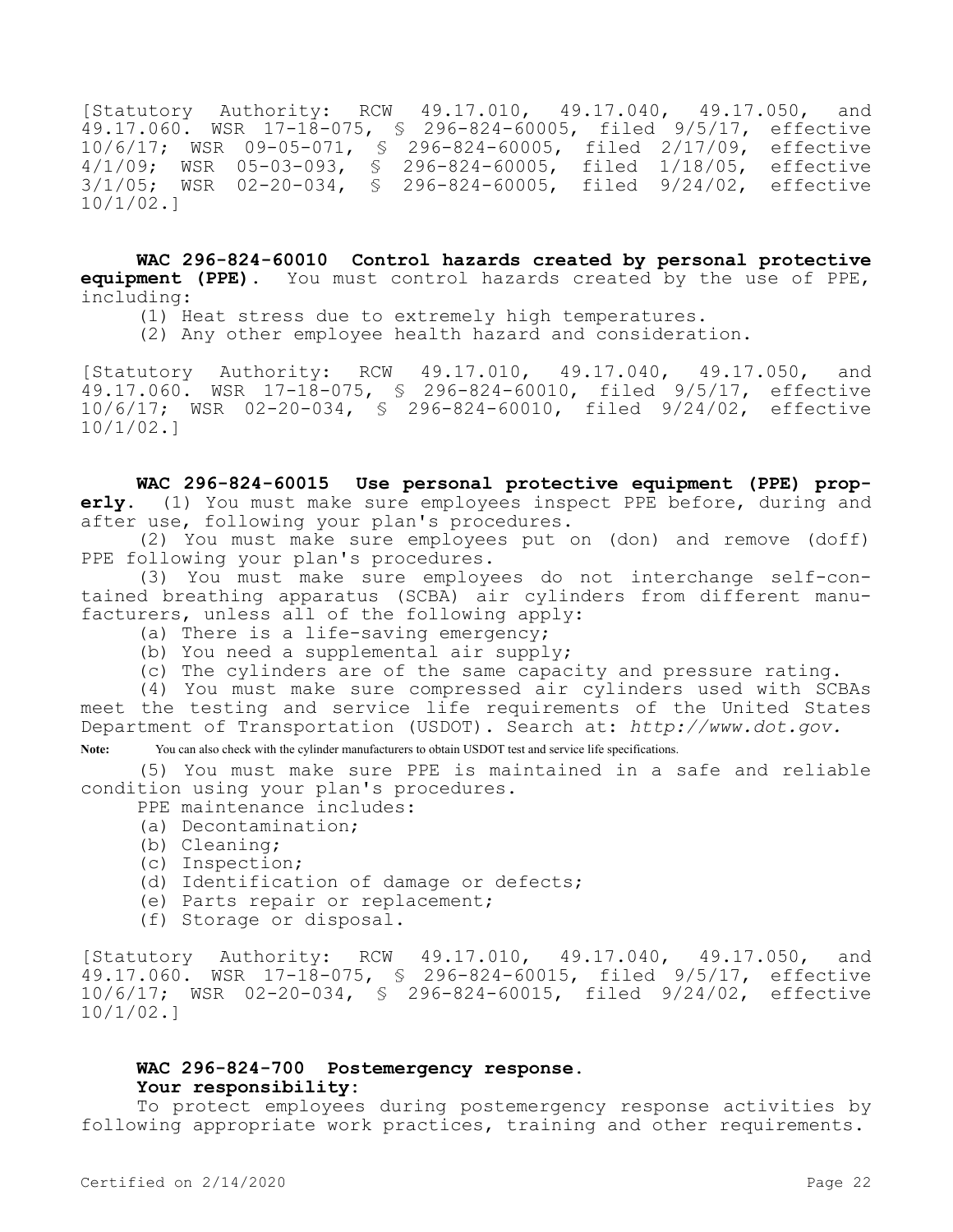[Statutory Authority: RCW 49.17.010, 49.17.040, 49.17.050, and 49.17.060. WSR 17-18-075, § 296-824-60005, filed 9/5/17, effective 10/6/17; WSR 09-05-071, § 296-824-60005, filed 2/17/09, effective 4/1/09; WSR 05-03-093, § 296-824-60005, filed 1/18/05, effective 3/1/05; WSR 02-20-034, § 296-824-60005, filed 9/24/02, effective 10/1/02.]

**WAC 296-824-60010 Control hazards created by personal protective equipment (PPE).** You must control hazards created by the use of PPE, including:

(1) Heat stress due to extremely high temperatures.

(2) Any other employee health hazard and consideration.

[Statutory Authority: RCW 49.17.010, 49.17.040, 49.17.050, and 49.17.060. WSR 17-18-075, § 296-824-60010, filed 9/5/17, effective 10/6/17; WSR 02-20-034, § 296-824-60010, filed 9/24/02, effective 10/1/02.]

**WAC 296-824-60015 Use personal protective equipment (PPE) properly.** (1) You must make sure employees inspect PPE before, during and after use, following your plan's procedures.

(2) You must make sure employees put on (don) and remove (doff) PPE following your plan's procedures.

(3) You must make sure employees do not interchange self-contained breathing apparatus (SCBA) air cylinders from different manufacturers, unless all of the following apply:

(a) There is a life-saving emergency;

(b) You need a supplemental air supply;

(c) The cylinders are of the same capacity and pressure rating.

(4) You must make sure compressed air cylinders used with SCBAs meet the testing and service life requirements of the United States Department of Transportation (USDOT). Search at: *http://www.dot.gov.*

**Note:** You can also check with the cylinder manufacturers to obtain USDOT test and service life specifications.

(5) You must make sure PPE is maintained in a safe and reliable condition using your plan's procedures.

PPE maintenance includes:

(a) Decontamination;

(b) Cleaning;

(c) Inspection;

(d) Identification of damage or defects;

(e) Parts repair or replacement;

(f) Storage or disposal.

[Statutory Authority: RCW 49.17.010, 49.17.040, 49.17.050, and 49.17.060. WSR 17-18-075, § 296-824-60015, filed 9/5/17, effective 10/6/17; WSR 02-20-034, § 296-824-60015, filed 9/24/02, effective 10/1/02.]

**WAC 296-824-700 Postemergency response.**

**Your responsibility:**

To protect employees during postemergency response activities by following appropriate work practices, training and other requirements.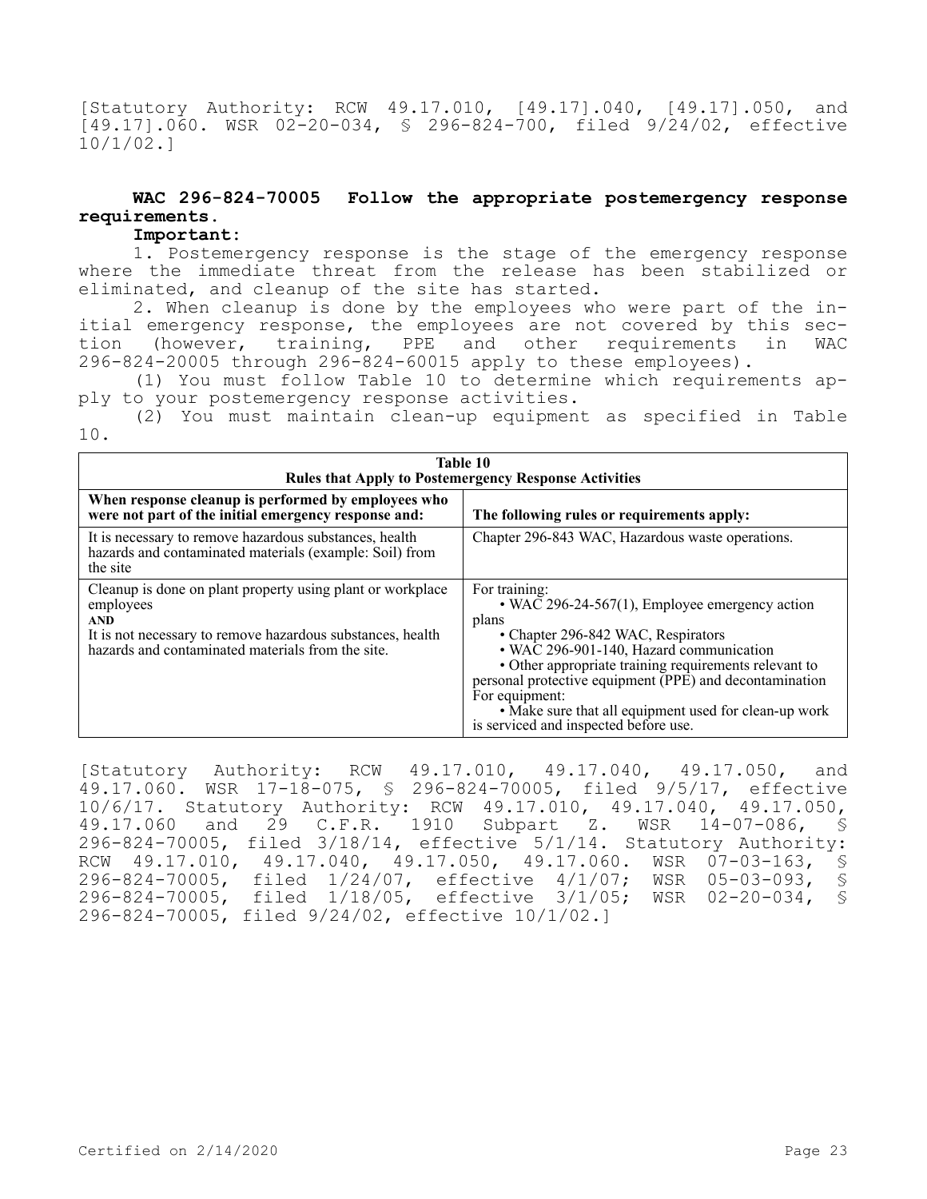[Statutory Authority: RCW 49.17.010, [49.17].040, [49.17].050, and [49.17].060. WSR 02-20-034, § 296-824-700, filed 9/24/02, effective 10/1/02.]

**WAC 296-824-70005 Follow the appropriate postemergency response requirements.**

**Important:**

1. Postemergency response is the stage of the emergency response where the immediate threat from the release has been stabilized or eliminated, and cleanup of the site has started.

2. When cleanup is done by the employees who were part of the initial emergency response, the employees are not covered by this section (however, training, PPE and other requirements in WAC 296-824-20005 through 296-824-60015 apply to these employees).

(1) You must follow Table 10 to determine which requirements apply to your postemergency response activities.

(2) You must maintain clean-up equipment as specified in Table 10.

**Table 10**
**Rules that Apply to Postemergency Response Activities**

| When response cleanup is performed by employees who were not part of the initial emergency response and: | The following rules or requirements apply: |
|---|---|
| It is necessary to remove hazardous substances, health hazards and contaminated materials (example: Soil) from the site | Chapter 296-843 WAC, Hazardous waste operations. |
| Cleanup is done on plant property using plant or workplace employees **AND** It is not necessary to remove hazardous substances, health hazards and contaminated materials from the site. | For training: • WAC 296-24-567(1), Employee emergency action plans • Chapter 296-842 WAC, Respirators • WAC 296-901-140, Hazard communication • Other appropriate training requirements relevant to personal protective equipment (PPE) and decontamination For equipment: • Make sure that all equipment used for clean-up work is serviced and inspected before use. |

[Statutory Authority: RCW 49.17.010, 49.17.040, 49.17.050, and 49.17.060. WSR 17-18-075, § 296-824-70005, filed 9/5/17, effective 10/6/17. Statutory Authority: RCW 49.17.010, 49.17.040, 49.17.050, 49.17.060 and 29 C.F.R. 1910 Subpart Z. WSR 14-07-086, § 296-824-70005, filed 3/18/14, effective 5/1/14. Statutory Authority: RCW 49.17.010, 49.17.040, 49.17.050, 49.17.060. WSR 07-03-163, § 296-824-70005, filed 1/24/07, effective 4/1/07; WSR 05-03-093, § 296-824-70005, filed 1/18/05, effective 3/1/05; WSR 02-20-034, § 296-824-70005, filed 9/24/02, effective 10/1/02.]